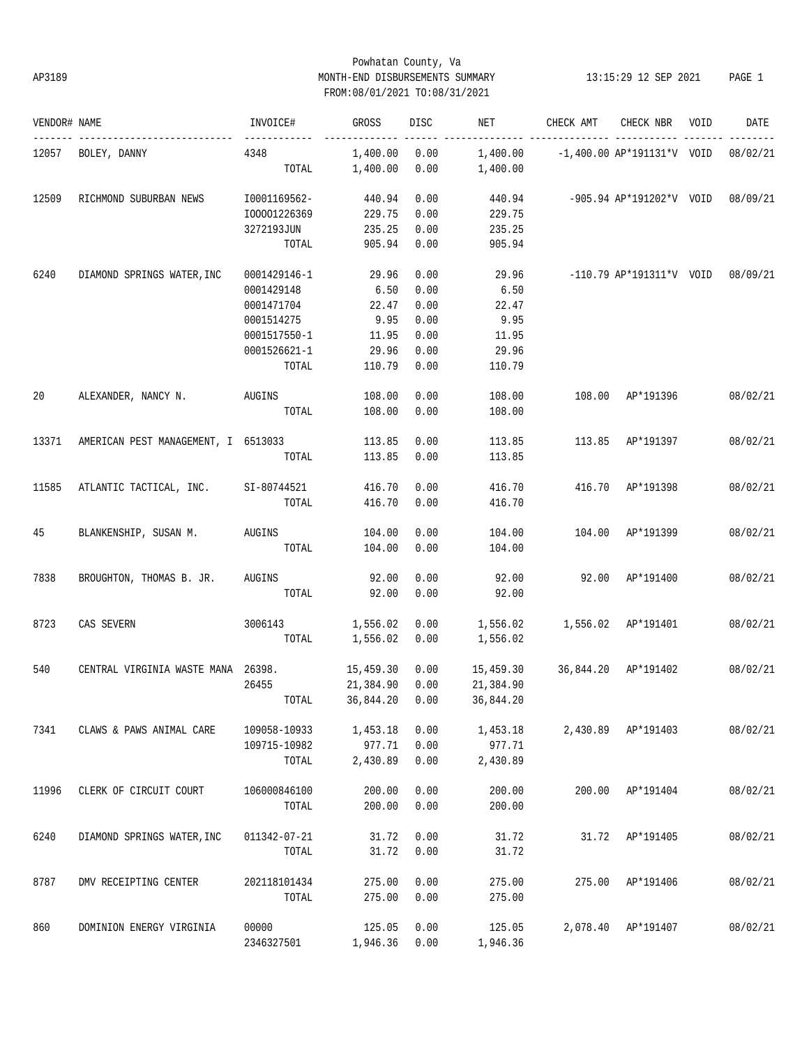AP3189

Powhatan County, Va
MONTH-END DISBURSEMENTS SUMMARY
FROM:08/01/2021 TO:08/31/2021

13:15:29 12 SEP 2021

| VENDOR# | NAME | INVOICE# | GROSS | DISC | NET | CHECK AMT | CHECK NBR | VOID | DATE |
|---|---|---|---|---|---|---|---|---|---|
| 12057 | BOLEY, DANNY | 4348 | 1,400.00 | 0.00 | 1,400.00 | -1,400.00 | AP*191131*V | VOID | 08/02/21 |
| | | TOTAL | 1,400.00 | 0.00 | 1,400.00 | | | | |
| 12509 | RICHMOND SUBURBAN NEWS | I0001169562- | 440.94 | 0.00 | 440.94 | -905.94 | AP*191202*V | VOID | 08/09/21 |
| | | IOOOO1226369 | 229.75 | 0.00 | 229.75 | | | | |
| | | 3272193JUN | 235.25 | 0.00 | 235.25 | | | | |
| | | TOTAL | 905.94 | 0.00 | 905.94 | | | | |
| 6240 | DIAMOND SPRINGS WATER,INC | 0001429146-1 | 29.96 | 0.00 | 29.96 | -110.79 | AP*191311*V | VOID | 08/09/21 |
| | | 0001429148 | 6.50 | 0.00 | 6.50 | | | | |
| | | 0001471704 | 22.47 | 0.00 | 22.47 | | | | |
| | | 0001514275 | 9.95 | 0.00 | 9.95 | | | | |
| | | 0001517550-1 | 11.95 | 0.00 | 11.95 | | | | |
| | | 0001526621-1 | 29.96 | 0.00 | 29.96 | | | | |
| | | TOTAL | 110.79 | 0.00 | 110.79 | | | | |
| 20 | ALEXANDER, NANCY N. | AUGINS | 108.00 | 0.00 | 108.00 | 108.00 | AP*191396 | | 08/02/21 |
| | | TOTAL | 108.00 | 0.00 | 108.00 | | | | |
| 13371 | AMERICAN PEST MANAGEMENT, I | 6513033 | 113.85 | 0.00 | 113.85 | 113.85 | AP*191397 | | 08/02/21 |
| | | TOTAL | 113.85 | 0.00 | 113.85 | | | | |
| 11585 | ATLANTIC TACTICAL, INC. | SI-80744521 | 416.70 | 0.00 | 416.70 | 416.70 | AP*191398 | | 08/02/21 |
| | | TOTAL | 416.70 | 0.00 | 416.70 | | | | |
| 45 | BLANKENSHIP, SUSAN M. | AUGINS | 104.00 | 0.00 | 104.00 | 104.00 | AP*191399 | | 08/02/21 |
| | | TOTAL | 104.00 | 0.00 | 104.00 | | | | |
| 7838 | BROUGHTON, THOMAS B. JR. | AUGINS | 92.00 | 0.00 | 92.00 | 92.00 | AP*191400 | | 08/02/21 |
| | | TOTAL | 92.00 | 0.00 | 92.00 | | | | |
| 8723 | CAS SEVERN | 3006143 | 1,556.02 | 0.00 | 1,556.02 | 1,556.02 | AP*191401 | | 08/02/21 |
| | | TOTAL | 1,556.02 | 0.00 | 1,556.02 | | | | |
| 540 | CENTRAL VIRGINIA WASTE MANA | 26398. | 15,459.30 | 0.00 | 15,459.30 | 36,844.20 | AP*191402 | | 08/02/21 |
| | | 26455 | 21,384.90 | 0.00 | 21,384.90 | | | | |
| | | TOTAL | 36,844.20 | 0.00 | 36,844.20 | | | | |
| 7341 | CLAWS & PAWS ANIMAL CARE | 109058-10933 | 1,453.18 | 0.00 | 1,453.18 | 2,430.89 | AP*191403 | | 08/02/21 |
| | | 109715-10982 | 977.71 | 0.00 | 977.71 | | | | |
| | | TOTAL | 2,430.89 | 0.00 | 2,430.89 | | | | |
| 11996 | CLERK OF CIRCUIT COURT | 106000846100 | 200.00 | 0.00 | 200.00 | 200.00 | AP*191404 | | 08/02/21 |
| | | TOTAL | 200.00 | 0.00 | 200.00 | | | | |
| 6240 | DIAMOND SPRINGS WATER,INC | 011342-07-21 | 31.72 | 0.00 | 31.72 | 31.72 | AP*191405 | | 08/02/21 |
| | | TOTAL | 31.72 | 0.00 | 31.72 | | | | |
| 8787 | DMV RECEIPTING CENTER | 202118101434 | 275.00 | 0.00 | 275.00 | 275.00 | AP*191406 | | 08/02/21 |
| | | TOTAL | 275.00 | 0.00 | 275.00 | | | | |
| 860 | DOMINION ENERGY VIRGINIA | 00000 | 125.05 | 0.00 | 125.05 | 2,078.40 | AP*191407 | | 08/02/21 |
| | | 2346327501 | 1,946.36 | 0.00 | 1,946.36 | | | | |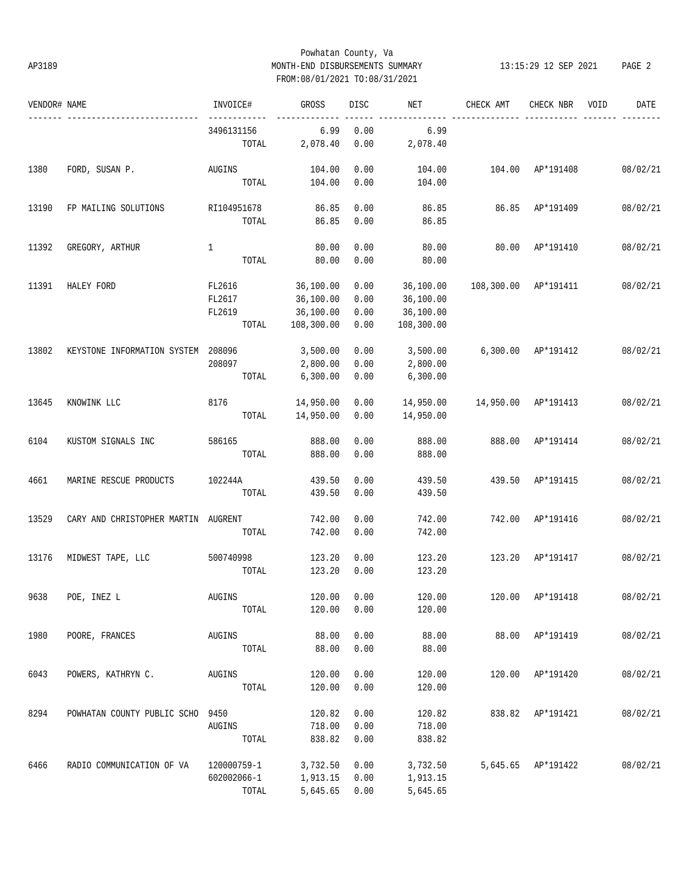Powhatan County, Va

AP3189 MONTH-END DISBURSEMENTS SUMMARY 13:15:29 12 SEP 2021

FROM:08/01/2021 TO:08/31/2021

| VENDOR# | NAME | INVOICE# | GROSS | DISC | NET | CHECK AMT | CHECK NBR | VOID | DATE |
|---|---|---|---|---|---|---|---|---|---|
| | | 3496131156 | 6.99 | 0.00 | 6.99 | | | | |
| | | TOTAL | 2,078.40 | 0.00 | 2,078.40 | | | | |
| 1380 | FORD, SUSAN P. | AUGINS | 104.00 | 0.00 | 104.00 | 104.00 | AP*191408 | | 08/02/21 |
| | | TOTAL | 104.00 | 0.00 | 104.00 | | | | |
| 13190 | FP MAILING SOLUTIONS | RI104951678 | 86.85 | 0.00 | 86.85 | 86.85 | AP*191409 | | 08/02/21 |
| | | TOTAL | 86.85 | 0.00 | 86.85 | | | | |
| 11392 | GREGORY, ARTHUR | 1 | 80.00 | 0.00 | 80.00 | 80.00 | AP*191410 | | 08/02/21 |
| | | TOTAL | 80.00 | 0.00 | 80.00 | | | | |
| 11391 | HALEY FORD | FL2616 | 36,100.00 | 0.00 | 36,100.00 | 108,300.00 | AP*191411 | | 08/02/21 |
| | | FL2617 | 36,100.00 | 0.00 | 36,100.00 | | | | |
| | | FL2619 | 36,100.00 | 0.00 | 36,100.00 | | | | |
| | | TOTAL | 108,300.00 | 0.00 | 108,300.00 | | | | |
| 13802 | KEYSTONE INFORMATION SYSTEM | 208096 | 3,500.00 | 0.00 | 3,500.00 | 6,300.00 | AP*191412 | | 08/02/21 |
| | | 208097 | 2,800.00 | 0.00 | 2,800.00 | | | | |
| | | TOTAL | 6,300.00 | 0.00 | 6,300.00 | | | | |
| 13645 | KNOWINK LLC | 8176 | 14,950.00 | 0.00 | 14,950.00 | 14,950.00 | AP*191413 | | 08/02/21 |
| | | TOTAL | 14,950.00 | 0.00 | 14,950.00 | | | | |
| 6104 | KUSTOM SIGNALS INC | 586165 | 888.00 | 0.00 | 888.00 | 888.00 | AP*191414 | | 08/02/21 |
| | | TOTAL | 888.00 | 0.00 | 888.00 | | | | |
| 4661 | MARINE RESCUE PRODUCTS | 102244A | 439.50 | 0.00 | 439.50 | 439.50 | AP*191415 | | 08/02/21 |
| | | TOTAL | 439.50 | 0.00 | 439.50 | | | | |
| 13529 | CARY AND CHRISTOPHER MARTIN | AUGRENT | 742.00 | 0.00 | 742.00 | 742.00 | AP*191416 | | 08/02/21 |
| | | TOTAL | 742.00 | 0.00 | 742.00 | | | | |
| 13176 | MIDWEST TAPE, LLC | 500740998 | 123.20 | 0.00 | 123.20 | 123.20 | AP*191417 | | 08/02/21 |
| | | TOTAL | 123.20 | 0.00 | 123.20 | | | | |
| 9638 | POE, INEZ L | AUGINS | 120.00 | 0.00 | 120.00 | 120.00 | AP*191418 | | 08/02/21 |
| | | TOTAL | 120.00 | 0.00 | 120.00 | | | | |
| 1980 | POORE, FRANCES | AUGINS | 88.00 | 0.00 | 88.00 | 88.00 | AP*191419 | | 08/02/21 |
| | | TOTAL | 88.00 | 0.00 | 88.00 | | | | |
| 6043 | POWERS, KATHRYN C. | AUGINS | 120.00 | 0.00 | 120.00 | 120.00 | AP*191420 | | 08/02/21 |
| | | TOTAL | 120.00 | 0.00 | 120.00 | | | | |
| 8294 | POWHATAN COUNTY PUBLIC SCHO | 9450 | 120.82 | 0.00 | 120.82 | 838.82 | AP*191421 | | 08/02/21 |
| | | AUGINS | 718.00 | 0.00 | 718.00 | | | | |
| | | TOTAL | 838.82 | 0.00 | 838.82 | | | | |
| 6466 | RADIO COMMUNICATION OF VA | 120000759-1 | 3,732.50 | 0.00 | 3,732.50 | 5,645.65 | AP*191422 | | 08/02/21 |
| | | 602002066-1 | 1,913.15 | 0.00 | 1,913.15 | | | | |
| | | TOTAL | 5,645.65 | 0.00 | 5,645.65 | | | | |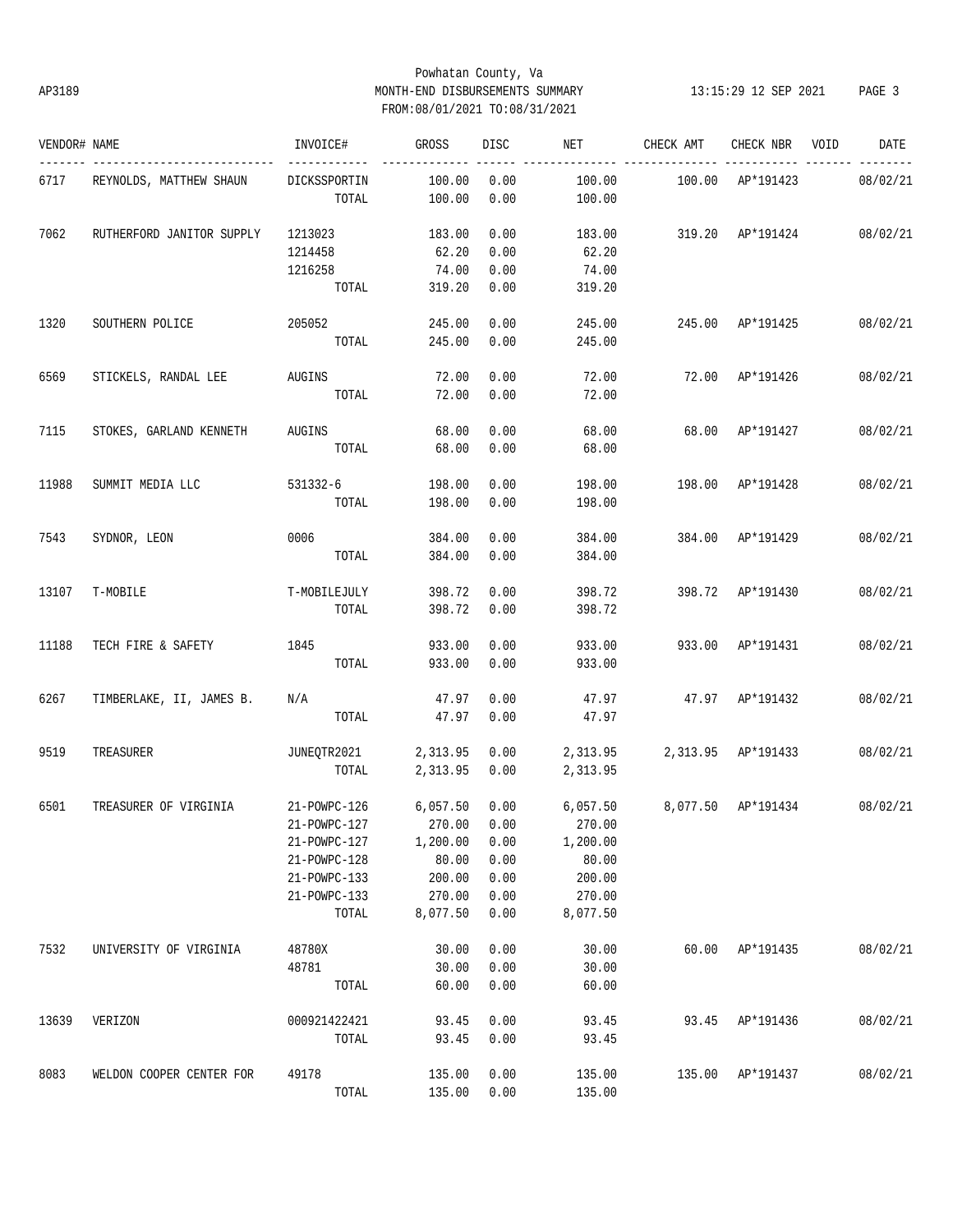Powhatan County, Va

AP3189 MONTH-END DISBURSEMENTS SUMMARY 13:15:29 12 SEP 2021

FROM:08/01/2021 TO:08/31/2021

| VENDOR# | NAME | INVOICE# | GROSS | DISC | NET | CHECK AMT | CHECK NBR | VOID | DATE |
|---|---|---|---|---|---|---|---|---|---|
| 6717 | REYNOLDS, MATTHEW SHAUN | DICKSSPORTIN | 100.00 | 0.00 | 100.00 | 100.00 | AP*191423 | | 08/02/21 |
| | | TOTAL | 100.00 | 0.00 | 100.00 | | | | |
| 7062 | RUTHERFORD JANITOR SUPPLY | 1213023 | 183.00 | 0.00 | 183.00 | 319.20 | AP*191424 | | 08/02/21 |
| | | 1214458 | 62.20 | 0.00 | 62.20 | | | | |
| | | 1216258 | 74.00 | 0.00 | 74.00 | | | | |
| | | TOTAL | 319.20 | 0.00 | 319.20 | | | | |
| 1320 | SOUTHERN POLICE | 205052 | 245.00 | 0.00 | 245.00 | 245.00 | AP*191425 | | 08/02/21 |
| | | TOTAL | 245.00 | 0.00 | 245.00 | | | | |
| 6569 | STICKELS, RANDAL LEE | AUGINS | 72.00 | 0.00 | 72.00 | 72.00 | AP*191426 | | 08/02/21 |
| | | TOTAL | 72.00 | 0.00 | 72.00 | | | | |
| 7115 | STOKES, GARLAND KENNETH | AUGINS | 68.00 | 0.00 | 68.00 | 68.00 | AP*191427 | | 08/02/21 |
| | | TOTAL | 68.00 | 0.00 | 68.00 | | | | |
| 11988 | SUMMIT MEDIA LLC | 531332-6 | 198.00 | 0.00 | 198.00 | 198.00 | AP*191428 | | 08/02/21 |
| | | TOTAL | 198.00 | 0.00 | 198.00 | | | | |
| 7543 | SYDNOR, LEON | 0006 | 384.00 | 0.00 | 384.00 | 384.00 | AP*191429 | | 08/02/21 |
| | | TOTAL | 384.00 | 0.00 | 384.00 | | | | |
| 13107 | T-MOBILE | T-MOBILEJULY | 398.72 | 0.00 | 398.72 | 398.72 | AP*191430 | | 08/02/21 |
| | | TOTAL | 398.72 | 0.00 | 398.72 | | | | |
| 11188 | TECH FIRE & SAFETY | 1845 | 933.00 | 0.00 | 933.00 | 933.00 | AP*191431 | | 08/02/21 |
| | | TOTAL | 933.00 | 0.00 | 933.00 | | | | |
| 6267 | TIMBERLAKE, II, JAMES B. | N/A | 47.97 | 0.00 | 47.97 | 47.97 | AP*191432 | | 08/02/21 |
| | | TOTAL | 47.97 | 0.00 | 47.97 | | | | |
| 9519 | TREASURER | JUNEQTR2021 | 2,313.95 | 0.00 | 2,313.95 | 2,313.95 | AP*191433 | | 08/02/21 |
| | | TOTAL | 2,313.95 | 0.00 | 2,313.95 | | | | |
| 6501 | TREASURER OF VIRGINIA | 21-POWPC-126 | 6,057.50 | 0.00 | 6,057.50 | 8,077.50 | AP*191434 | | 08/02/21 |
| | | 21-POWPC-127 | 270.00 | 0.00 | 270.00 | | | | |
| | | 21-POWPC-127 | 1,200.00 | 0.00 | 1,200.00 | | | | |
| | | 21-POWPC-128 | 80.00 | 0.00 | 80.00 | | | | |
| | | 21-POWPC-133 | 200.00 | 0.00 | 200.00 | | | | |
| | | 21-POWPC-133 | 270.00 | 0.00 | 270.00 | | | | |
| | | TOTAL | 8,077.50 | 0.00 | 8,077.50 | | | | |
| 7532 | UNIVERSITY OF VIRGINIA | 48780X | 30.00 | 0.00 | 30.00 | 60.00 | AP*191435 | | 08/02/21 |
| | | 48781 | 30.00 | 0.00 | 30.00 | | | | |
| | | TOTAL | 60.00 | 0.00 | 60.00 | | | | |
| 13639 | VERIZON | 000921422421 | 93.45 | 0.00 | 93.45 | 93.45 | AP*191436 | | 08/02/21 |
| | | TOTAL | 93.45 | 0.00 | 93.45 | | | | |
| 8083 | WELDON COOPER CENTER FOR | 49178 | 135.00 | 0.00 | 135.00 | 135.00 | AP*191437 | | 08/02/21 |
| | | TOTAL | 135.00 | 0.00 | 135.00 | | | | |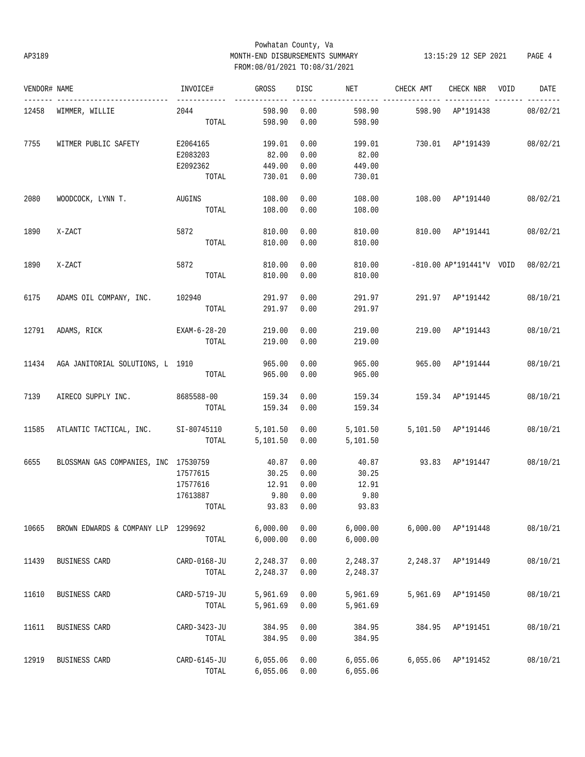Powhatan County, Va

AP3189 MONTH-END DISBURSEMENTS SUMMARY 13:15:29 12 SEP 2021

FROM:08/01/2021 TO:08/31/2021

| VENDOR# | NAME | INVOICE# | GROSS | DISC | NET | CHECK AMT | CHECK NBR | VOID | DATE |
|---|---|---|---|---|---|---|---|---|---|
| 12458 | WIMMER, WILLIE | 2044 | 598.90 | 0.00 | 598.90 | 598.90 | AP*191438 | | 08/02/21 |
| | | TOTAL | 598.90 | 0.00 | 598.90 | | | | |
| 7755 | WITMER PUBLIC SAFETY | E2064165 | 199.01 | 0.00 | 199.01 | 730.01 | AP*191439 | | 08/02/21 |
| | | E2083203 | 82.00 | 0.00 | 82.00 | | | | |
| | | E2092362 | 449.00 | 0.00 | 449.00 | | | | |
| | | TOTAL | 730.01 | 0.00 | 730.01 | | | | |
| 2080 | WOODCOCK, LYNN T. | AUGINS | 108.00 | 0.00 | 108.00 | 108.00 | AP*191440 | | 08/02/21 |
| | | TOTAL | 108.00 | 0.00 | 108.00 | | | | |
| 1890 | X-ZACT | 5872 | 810.00 | 0.00 | 810.00 | 810.00 | AP*191441 | | 08/02/21 |
| | | TOTAL | 810.00 | 0.00 | 810.00 | | | | |
| 1890 | X-ZACT | 5872 | 810.00 | 0.00 | 810.00 | -810.00 | AP*191441*V | VOID | 08/02/21 |
| | | TOTAL | 810.00 | 0.00 | 810.00 | | | | |
| 6175 | ADAMS OIL COMPANY, INC. | 102940 | 291.97 | 0.00 | 291.97 | 291.97 | AP*191442 | | 08/10/21 |
| | | TOTAL | 291.97 | 0.00 | 291.97 | | | | |
| 12791 | ADAMS, RICK | EXAM-6-28-20 | 219.00 | 0.00 | 219.00 | 219.00 | AP*191443 | | 08/10/21 |
| | | TOTAL | 219.00 | 0.00 | 219.00 | | | | |
| 11434 | AGA JANITORIAL SOLUTIONS, L | 1910 | 965.00 | 0.00 | 965.00 | 965.00 | AP*191444 | | 08/10/21 |
| | | TOTAL | 965.00 | 0.00 | 965.00 | | | | |
| 7139 | AIRECO SUPPLY INC. | 8685588-00 | 159.34 | 0.00 | 159.34 | 159.34 | AP*191445 | | 08/10/21 |
| | | TOTAL | 159.34 | 0.00 | 159.34 | | | | |
| 11585 | ATLANTIC TACTICAL, INC. | SI-80745110 | 5,101.50 | 0.00 | 5,101.50 | 5,101.50 | AP*191446 | | 08/10/21 |
| | | TOTAL | 5,101.50 | 0.00 | 5,101.50 | | | | |
| 6655 | BLOSSMAN GAS COMPANIES, INC | 17530759 | 40.87 | 0.00 | 40.87 | 93.83 | AP*191447 | | 08/10/21 |
| | | 17577615 | 30.25 | 0.00 | 30.25 | | | | |
| | | 17577616 | 12.91 | 0.00 | 12.91 | | | | |
| | | 17613887 | 9.80 | 0.00 | 9.80 | | | | |
| | | TOTAL | 93.83 | 0.00 | 93.83 | | | | |
| 10665 | BROWN EDWARDS & COMPANY LLP | 1299692 | 6,000.00 | 0.00 | 6,000.00 | 6,000.00 | AP*191448 | | 08/10/21 |
| | | TOTAL | 6,000.00 | 0.00 | 6,000.00 | | | | |
| 11439 | BUSINESS CARD | CARD-0168-JU | 2,248.37 | 0.00 | 2,248.37 | 2,248.37 | AP*191449 | | 08/10/21 |
| | | TOTAL | 2,248.37 | 0.00 | 2,248.37 | | | | |
| 11610 | BUSINESS CARD | CARD-5719-JU | 5,961.69 | 0.00 | 5,961.69 | 5,961.69 | AP*191450 | | 08/10/21 |
| | | TOTAL | 5,961.69 | 0.00 | 5,961.69 | | | | |
| 11611 | BUSINESS CARD | CARD-3423-JU | 384.95 | 0.00 | 384.95 | 384.95 | AP*191451 | | 08/10/21 |
| | | TOTAL | 384.95 | 0.00 | 384.95 | | | | |
| 12919 | BUSINESS CARD | CARD-6145-JU | 6,055.06 | 0.00 | 6,055.06 | 6,055.06 | AP*191452 | | 08/10/21 |
| | | TOTAL | 6,055.06 | 0.00 | 6,055.06 | | | | |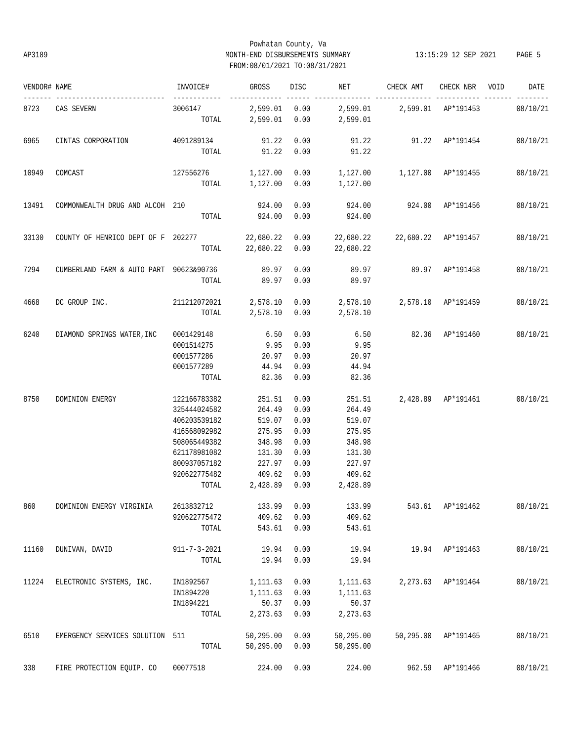Powhatan County, Va
AP3189 MONTH-END DISBURSEMENTS SUMMARY 13:15:29 12 SEP 2021
FROM:08/01/2021 TO:08/31/2021

| VENDOR# | NAME | INVOICE# | GROSS | DISC | NET | CHECK AMT | CHECK NBR | VOID | DATE |
|---|---|---|---|---|---|---|---|---|---|
| 8723 | CAS SEVERN | 3006147 | 2,599.01 | 0.00 | 2,599.01 | 2,599.01 | AP*191453 | | 08/10/21 |
| | | TOTAL | 2,599.01 | 0.00 | 2,599.01 | | | | |
| 6965 | CINTAS CORPORATION | 4091289134 | 91.22 | 0.00 | 91.22 | 91.22 | AP*191454 | | 08/10/21 |
| | | TOTAL | 91.22 | 0.00 | 91.22 | | | | |
| 10949 | COMCAST | 127556276 | 1,127.00 | 0.00 | 1,127.00 | 1,127.00 | AP*191455 | | 08/10/21 |
| | | TOTAL | 1,127.00 | 0.00 | 1,127.00 | | | | |
| 13491 | COMMONWEALTH DRUG AND ALCOH | 210 | 924.00 | 0.00 | 924.00 | 924.00 | AP*191456 | | 08/10/21 |
| | | TOTAL | 924.00 | 0.00 | 924.00 | | | | |
| 33130 | COUNTY OF HENRICO DEPT OF F | 202277 | 22,680.22 | 0.00 | 22,680.22 | 22,680.22 | AP*191457 | | 08/10/21 |
| | | TOTAL | 22,680.22 | 0.00 | 22,680.22 | | | | |
| 7294 | CUMBERLAND FARM & AUTO PART | 90623&90736 | 89.97 | 0.00 | 89.97 | 89.97 | AP*191458 | | 08/10/21 |
| | | TOTAL | 89.97 | 0.00 | 89.97 | | | | |
| 4668 | DC GROUP INC. | 211212072021 | 2,578.10 | 0.00 | 2,578.10 | 2,578.10 | AP*191459 | | 08/10/21 |
| | | TOTAL | 2,578.10 | 0.00 | 2,578.10 | | | | |
| 6240 | DIAMOND SPRINGS WATER,INC | 0001429148 | 6.50 | 0.00 | 6.50 | 82.36 | AP*191460 | | 08/10/21 |
| | | 0001514275 | 9.95 | 0.00 | 9.95 | | | | |
| | | 0001577286 | 20.97 | 0.00 | 20.97 | | | | |
| | | 0001577289 | 44.94 | 0.00 | 44.94 | | | | |
| | | TOTAL | 82.36 | 0.00 | 82.36 | | | | |
| 8750 | DOMINION ENERGY | 122166783382 | 251.51 | 0.00 | 251.51 | 2,428.89 | AP*191461 | | 08/10/21 |
| | | 325444024582 | 264.49 | 0.00 | 264.49 | | | | |
| | | 406203539182 | 519.07 | 0.00 | 519.07 | | | | |
| | | 416568092982 | 275.95 | 0.00 | 275.95 | | | | |
| | | 508065449382 | 348.98 | 0.00 | 348.98 | | | | |
| | | 621178981082 | 131.30 | 0.00 | 131.30 | | | | |
| | | 800937057182 | 227.97 | 0.00 | 227.97 | | | | |
| | | 920622775482 | 409.62 | 0.00 | 409.62 | | | | |
| | | TOTAL | 2,428.89 | 0.00 | 2,428.89 | | | | |
| 860 | DOMINION ENERGY VIRGINIA | 2613832712 | 133.99 | 0.00 | 133.99 | 543.61 | AP*191462 | | 08/10/21 |
| | | 920622775472 | 409.62 | 0.00 | 409.62 | | | | |
| | | TOTAL | 543.61 | 0.00 | 543.61 | | | | |
| 11160 | DUNIVAN, DAVID | 911-7-3-2021 | 19.94 | 0.00 | 19.94 | 19.94 | AP*191463 | | 08/10/21 |
| | | TOTAL | 19.94 | 0.00 | 19.94 | | | | |
| 11224 | ELECTRONIC SYSTEMS, INC. | IN1892567 | 1,111.63 | 0.00 | 1,111.63 | 2,273.63 | AP*191464 | | 08/10/21 |
| | | IN1894220 | 1,111.63 | 0.00 | 1,111.63 | | | | |
| | | IN1894221 | 50.37 | 0.00 | 50.37 | | | | |
| | | TOTAL | 2,273.63 | 0.00 | 2,273.63 | | | | |
| 6510 | EMERGENCY SERVICES SOLUTION | 511 | 50,295.00 | 0.00 | 50,295.00 | 50,295.00 | AP*191465 | | 08/10/21 |
| | | TOTAL | 50,295.00 | 0.00 | 50,295.00 | | | | |
| 338 | FIRE PROTECTION EQUIP. CO | 00077518 | 224.00 | 0.00 | 224.00 | 962.59 | AP*191466 | | 08/10/21 |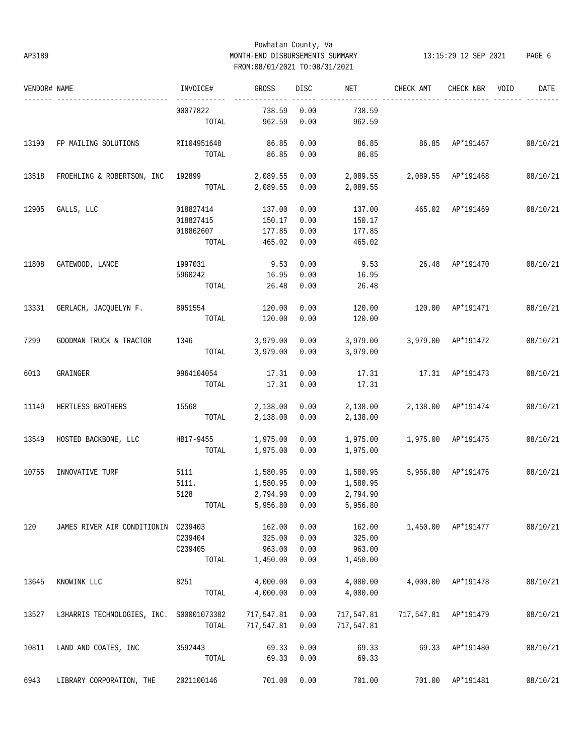Powhatan County, Va
AP3189 MONTH-END DISBURSEMENTS SUMMARY 13:15:29 12 SEP 2021
FROM:08/01/2021 TO:08/31/2021

| VENDOR# | NAME | INVOICE# | GROSS | DISC | NET | CHECK AMT | CHECK NBR | VOID | DATE |
|---|---|---|---|---|---|---|---|---|---|
| | | 00077822 | 738.59 | 0.00 | 738.59 | | | | |
| | | TOTAL | 962.59 | 0.00 | 962.59 | | | | |
| 13190 | FP MAILING SOLUTIONS | RI104951648 | 86.85 | 0.00 | 86.85 | 86.85 | AP*191467 | | 08/10/21 |
| | | TOTAL | 86.85 | 0.00 | 86.85 | | | | |
| 13518 | FROEHLING & ROBERTSON, INC | 192899 | 2,089.55 | 0.00 | 2,089.55 | 2,089.55 | AP*191468 | | 08/10/21 |
| | | TOTAL | 2,089.55 | 0.00 | 2,089.55 | | | | |
| 12905 | GALLS, LLC | 018827414 | 137.00 | 0.00 | 137.00 | 465.02 | AP*191469 | | 08/10/21 |
| | | 018827415 | 150.17 | 0.00 | 150.17 | | | | |
| | | 018862607 | 177.85 | 0.00 | 177.85 | | | | |
| | | TOTAL | 465.02 | 0.00 | 465.02 | | | | |
| 11808 | GATEWOOD, LANCE | 1997031 | 9.53 | 0.00 | 9.53 | 26.48 | AP*191470 | | 08/10/21 |
| | | 5960242 | 16.95 | 0.00 | 16.95 | | | | |
| | | TOTAL | 26.48 | 0.00 | 26.48 | | | | |
| 13331 | GERLACH, JACQUELYN F. | 8951554 | 120.00 | 0.00 | 120.00 | 120.00 | AP*191471 | | 08/10/21 |
| | | TOTAL | 120.00 | 0.00 | 120.00 | | | | |
| 7299 | GOODMAN TRUCK & TRACTOR | 1346 | 3,979.00 | 0.00 | 3,979.00 | 3,979.00 | AP*191472 | | 08/10/21 |
| | | TOTAL | 3,979.00 | 0.00 | 3,979.00 | | | | |
| 6013 | GRAINGER | 9964104054 | 17.31 | 0.00 | 17.31 | 17.31 | AP*191473 | | 08/10/21 |
| | | TOTAL | 17.31 | 0.00 | 17.31 | | | | |
| 11149 | HERTLESS BROTHERS | 15568 | 2,138.00 | 0.00 | 2,138.00 | 2,138.00 | AP*191474 | | 08/10/21 |
| | | TOTAL | 2,138.00 | 0.00 | 2,138.00 | | | | |
| 13549 | HOSTED BACKBONE, LLC | HB17-9455 | 1,975.00 | 0.00 | 1,975.00 | 1,975.00 | AP*191475 | | 08/10/21 |
| | | TOTAL | 1,975.00 | 0.00 | 1,975.00 | | | | |
| 10755 | INNOVATIVE TURF | 5111 | 1,580.95 | 0.00 | 1,580.95 | 5,956.80 | AP*191476 | | 08/10/21 |
| | | 5111. | 1,580.95 | 0.00 | 1,580.95 | | | | |
| | | 5128 | 2,794.90 | 0.00 | 2,794.90 | | | | |
| | | TOTAL | 5,956.80 | 0.00 | 5,956.80 | | | | |
| 120 | JAMES RIVER AIR CONDITIONIN | C239403 | 162.00 | 0.00 | 162.00 | 1,450.00 | AP*191477 | | 08/10/21 |
| | | C239404 | 325.00 | 0.00 | 325.00 | | | | |
| | | C239405 | 963.00 | 0.00 | 963.00 | | | | |
| | | TOTAL | 1,450.00 | 0.00 | 1,450.00 | | | | |
| 13645 | KNOWINK LLC | 8251 | 4,000.00 | 0.00 | 4,000.00 | 4,000.00 | AP*191478 | | 08/10/21 |
| | | TOTAL | 4,000.00 | 0.00 | 4,000.00 | | | | |
| 13527 | L3HARRIS TECHNOLOGIES, INC. | S00001073382 | 717,547.81 | 0.00 | 717,547.81 | 717,547.81 | AP*191479 | | 08/10/21 |
| | | TOTAL | 717,547.81 | 0.00 | 717,547.81 | | | | |
| 10811 | LAND AND COATES, INC | 3592443 | 69.33 | 0.00 | 69.33 | 69.33 | AP*191480 | | 08/10/21 |
| | | TOTAL | 69.33 | 0.00 | 69.33 | | | | |
| 6943 | LIBRARY CORPORATION, THE | 2021100146 | 701.00 | 0.00 | 701.00 | 701.00 | AP*191481 | | 08/10/21 |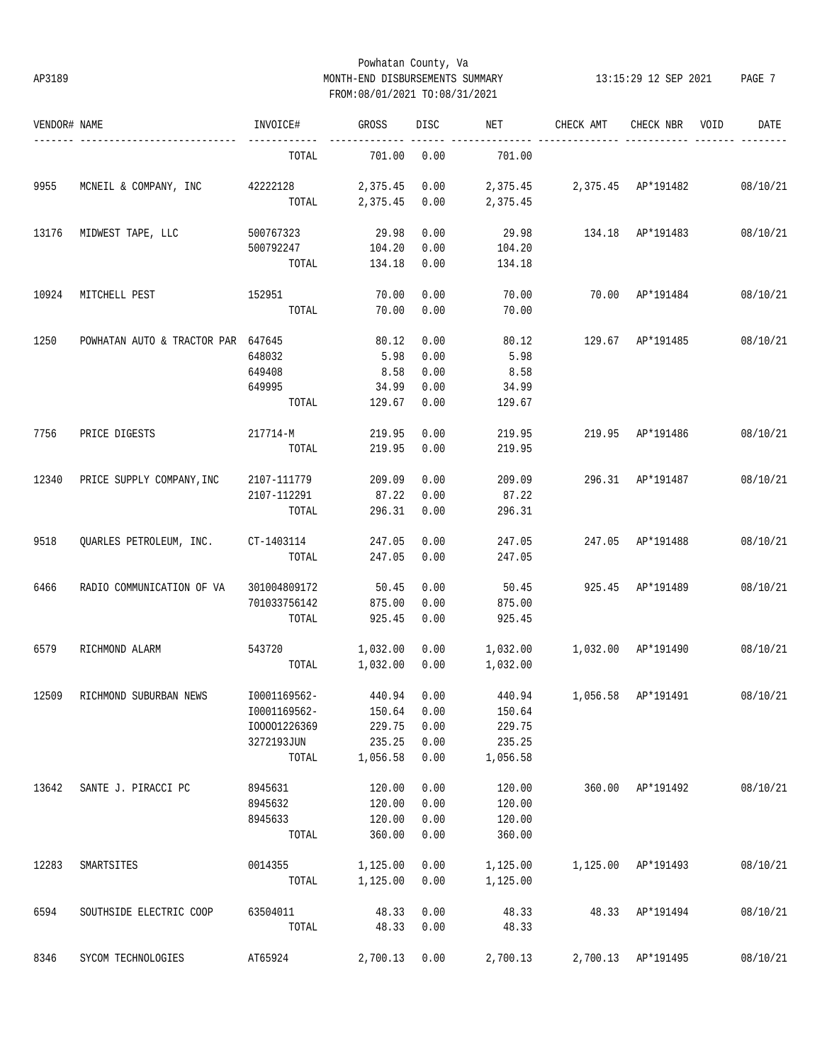Powhatan County, Va
AP3189 MONTH-END DISBURSEMENTS SUMMARY 13:15:29 12 SEP 2021
FROM:08/01/2021 TO:08/31/2021

| VENDOR# | NAME | INVOICE# | GROSS | DISC | NET | CHECK AMT | CHECK NBR | VOID | DATE |
|---|---|---|---|---|---|---|---|---|---|
| | | TOTAL | 701.00 | 0.00 | 701.00 | | | | |
| 9955 | MCNEIL & COMPANY, INC | 42222128 | 2,375.45 | 0.00 | 2,375.45 | 2,375.45 | AP*191482 | | 08/10/21 |
| | | TOTAL | 2,375.45 | 0.00 | 2,375.45 | | | | |
| 13176 | MIDWEST TAPE, LLC | 500767323 | 29.98 | 0.00 | 29.98 | 134.18 | AP*191483 | | 08/10/21 |
| | | 500792247 | 104.20 | 0.00 | 104.20 | | | | |
| | | TOTAL | 134.18 | 0.00 | 134.18 | | | | |
| 10924 | MITCHELL PEST | 152951 | 70.00 | 0.00 | 70.00 | 70.00 | AP*191484 | | 08/10/21 |
| | | TOTAL | 70.00 | 0.00 | 70.00 | | | | |
| 1250 | POWHATAN AUTO & TRACTOR PAR | 647645 | 80.12 | 0.00 | 80.12 | 129.67 | AP*191485 | | 08/10/21 |
| | | 648032 | 5.98 | 0.00 | 5.98 | | | | |
| | | 649408 | 8.58 | 0.00 | 8.58 | | | | |
| | | 649995 | 34.99 | 0.00 | 34.99 | | | | |
| | | TOTAL | 129.67 | 0.00 | 129.67 | | | | |
| 7756 | PRICE DIGESTS | 217714-M | 219.95 | 0.00 | 219.95 | 219.95 | AP*191486 | | 08/10/21 |
| | | TOTAL | 219.95 | 0.00 | 219.95 | | | | |
| 12340 | PRICE SUPPLY COMPANY,INC | 2107-111779 | 209.09 | 0.00 | 209.09 | 296.31 | AP*191487 | | 08/10/21 |
| | | 2107-112291 | 87.22 | 0.00 | 87.22 | | | | |
| | | TOTAL | 296.31 | 0.00 | 296.31 | | | | |
| 9518 | QUARLES PETROLEUM, INC. | CT-1403114 | 247.05 | 0.00 | 247.05 | 247.05 | AP*191488 | | 08/10/21 |
| | | TOTAL | 247.05 | 0.00 | 247.05 | | | | |
| 6466 | RADIO COMMUNICATION OF VA | 301004809172 | 50.45 | 0.00 | 50.45 | 925.45 | AP*191489 | | 08/10/21 |
| | | 701033756142 | 875.00 | 0.00 | 875.00 | | | | |
| | | TOTAL | 925.45 | 0.00 | 925.45 | | | | |
| 6579 | RICHMOND ALARM | 543720 | 1,032.00 | 0.00 | 1,032.00 | 1,032.00 | AP*191490 | | 08/10/21 |
| | | TOTAL | 1,032.00 | 0.00 | 1,032.00 | | | | |
| 12509 | RICHMOND SUBURBAN NEWS | I0001169562- | 440.94 | 0.00 | 440.94 | 1,056.58 | AP*191491 | | 08/10/21 |
| | | I0001169562- | 150.64 | 0.00 | 150.64 | | | | |
| | | I00001226369 | 229.75 | 0.00 | 229.75 | | | | |
| | | 3272193JUN | 235.25 | 0.00 | 235.25 | | | | |
| | | TOTAL | 1,056.58 | 0.00 | 1,056.58 | | | | |
| 13642 | SANTE J. PIRACCI PC | 8945631 | 120.00 | 0.00 | 120.00 | 360.00 | AP*191492 | | 08/10/21 |
| | | 8945632 | 120.00 | 0.00 | 120.00 | | | | |
| | | 8945633 | 120.00 | 0.00 | 120.00 | | | | |
| | | TOTAL | 360.00 | 0.00 | 360.00 | | | | |
| 12283 | SMARTSITES | 0014355 | 1,125.00 | 0.00 | 1,125.00 | 1,125.00 | AP*191493 | | 08/10/21 |
| | | TOTAL | 1,125.00 | 0.00 | 1,125.00 | | | | |
| 6594 | SOUTHSIDE ELECTRIC COOP | 63504011 | 48.33 | 0.00 | 48.33 | 48.33 | AP*191494 | | 08/10/21 |
| | | TOTAL | 48.33 | 0.00 | 48.33 | | | | |
| 8346 | SYCOM TECHNOLOGIES | AT65924 | 2,700.13 | 0.00 | 2,700.13 | 2,700.13 | AP*191495 | | 08/10/21 |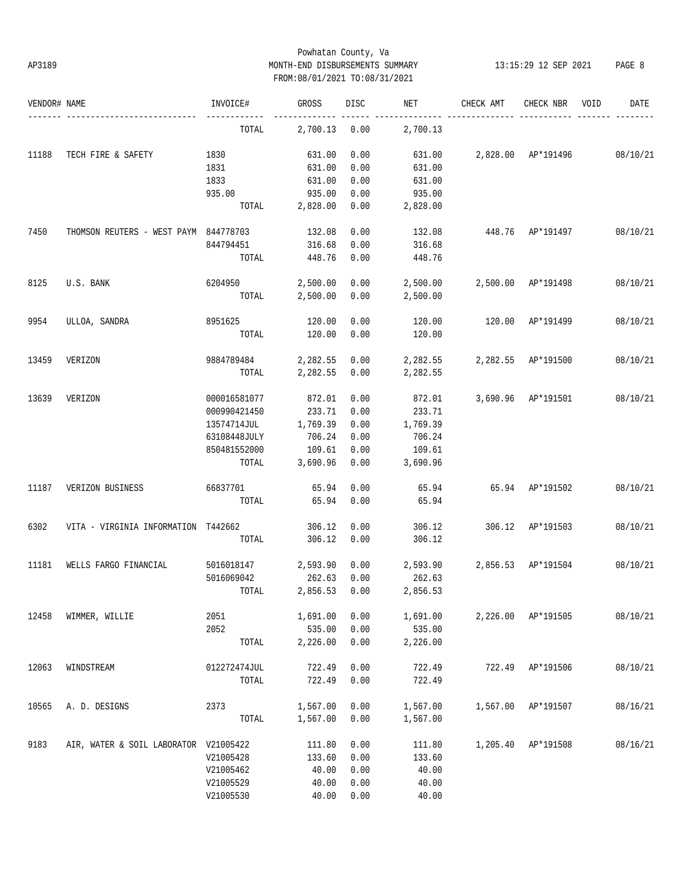Powhatan County, Va
MONTH-END DISBURSEMENTS SUMMARY
FROM:08/01/2021 TO:08/31/2021

| VENDOR# | NAME | INVOICE# | GROSS | DISC | NET | CHECK AMT | CHECK NBR | VOID | DATE |
|---|---|---|---|---|---|---|---|---|---|
| | | TOTAL | 2,700.13 | 0.00 | 2,700.13 | | | | |
| 11188 | TECH FIRE & SAFETY | 1830 | 631.00 | 0.00 | 631.00 | 2,828.00 | AP*191496 | | 08/10/21 |
| | | 1831 | 631.00 | 0.00 | 631.00 | | | | |
| | | 1833 | 631.00 | 0.00 | 631.00 | | | | |
| | | 935.00 | 935.00 | 0.00 | 935.00 | | | | |
| | | TOTAL | 2,828.00 | 0.00 | 2,828.00 | | | | |
| 7450 | THOMSON REUTERS - WEST PAYM | 844778703 | 132.08 | 0.00 | 132.08 | 448.76 | AP*191497 | | 08/10/21 |
| | | 844794451 | 316.68 | 0.00 | 316.68 | | | | |
| | | TOTAL | 448.76 | 0.00 | 448.76 | | | | |
| 8125 | U.S. BANK | 6204950 | 2,500.00 | 0.00 | 2,500.00 | 2,500.00 | AP*191498 | | 08/10/21 |
| | | TOTAL | 2,500.00 | 0.00 | 2,500.00 | | | | |
| 9954 | ULLOA, SANDRA | 8951625 | 120.00 | 0.00 | 120.00 | 120.00 | AP*191499 | | 08/10/21 |
| | | TOTAL | 120.00 | 0.00 | 120.00 | | | | |
| 13459 | VERIZON | 9884789484 | 2,282.55 | 0.00 | 2,282.55 | 2,282.55 | AP*191500 | | 08/10/21 |
| | | TOTAL | 2,282.55 | 0.00 | 2,282.55 | | | | |
| 13639 | VERIZON | 000016581077 | 872.01 | 0.00 | 872.01 | 3,690.96 | AP*191501 | | 08/10/21 |
| | | 000990421450 | 233.71 | 0.00 | 233.71 | | | | |
| | | 13574714JUL | 1,769.39 | 0.00 | 1,769.39 | | | | |
| | | 63108448JULY | 706.24 | 0.00 | 706.24 | | | | |
| | | 850481552000 | 109.61 | 0.00 | 109.61 | | | | |
| | | TOTAL | 3,690.96 | 0.00 | 3,690.96 | | | | |
| 11187 | VERIZON BUSINESS | 66837701 | 65.94 | 0.00 | 65.94 | 65.94 | AP*191502 | | 08/10/21 |
| | | TOTAL | 65.94 | 0.00 | 65.94 | | | | |
| 6302 | VITA - VIRGINIA INFORMATION | T442662 | 306.12 | 0.00 | 306.12 | 306.12 | AP*191503 | | 08/10/21 |
| | | TOTAL | 306.12 | 0.00 | 306.12 | | | | |
| 11181 | WELLS FARGO FINANCIAL | 5016018147 | 2,593.90 | 0.00 | 2,593.90 | 2,856.53 | AP*191504 | | 08/10/21 |
| | | 5016069042 | 262.63 | 0.00 | 262.63 | | | | |
| | | TOTAL | 2,856.53 | 0.00 | 2,856.53 | | | | |
| 12458 | WIMMER, WILLIE | 2051 | 1,691.00 | 0.00 | 1,691.00 | 2,226.00 | AP*191505 | | 08/10/21 |
| | | 2052 | 535.00 | 0.00 | 535.00 | | | | |
| | | TOTAL | 2,226.00 | 0.00 | 2,226.00 | | | | |
| 12063 | WINDSTREAM | 012272474JUL | 722.49 | 0.00 | 722.49 | 722.49 | AP*191506 | | 08/10/21 |
| | | TOTAL | 722.49 | 0.00 | 722.49 | | | | |
| 10565 | A. D. DESIGNS | 2373 | 1,567.00 | 0.00 | 1,567.00 | 1,567.00 | AP*191507 | | 08/16/21 |
| | | TOTAL | 1,567.00 | 0.00 | 1,567.00 | | | | |
| 9183 | AIR, WATER & SOIL LABORATOR | V21005422 | 111.80 | 0.00 | 111.80 | 1,205.40 | AP*191508 | | 08/16/21 |
| | | V21005428 | 133.60 | 0.00 | 133.60 | | | | |
| | | V21005462 | 40.00 | 0.00 | 40.00 | | | | |
| | | V21005529 | 40.00 | 0.00 | 40.00 | | | | |
| | | V21005530 | 40.00 | 0.00 | 40.00 | | | | |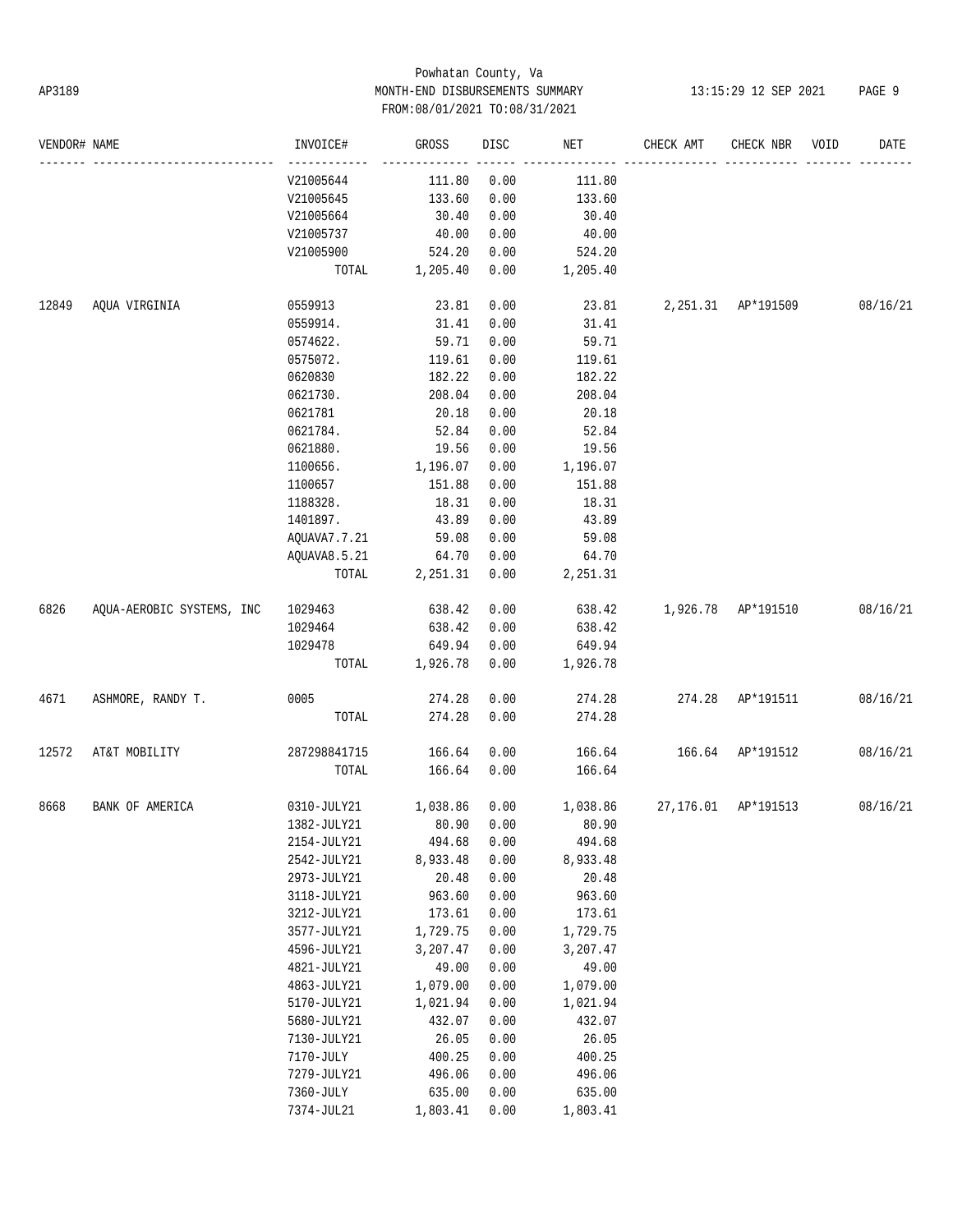| VENDOR# | NAME | INVOICE# | GROSS | DISC | NET | CHECK AMT | CHECK NBR | VOID | DATE |
|---|---|---|---|---|---|---|---|---|---|
| | | V21005644 | 111.80 | 0.00 | 111.80 | | | | |
| | | V21005645 | 133.60 | 0.00 | 133.60 | | | | |
| | | V21005664 | 30.40 | 0.00 | 30.40 | | | | |
| | | V21005737 | 40.00 | 0.00 | 40.00 | | | | |
| | | V21005900 | 524.20 | 0.00 | 524.20 | | | | |
| | | TOTAL | 1,205.40 | 0.00 | 1,205.40 | | | | |
| 12849 | AQUA VIRGINIA | 0559913 | 23.81 | 0.00 | 23.81 | 2,251.31 | AP*191509 | | 08/16/21 |
| | | 0559914. | 31.41 | 0.00 | 31.41 | | | | |
| | | 0574622. | 59.71 | 0.00 | 59.71 | | | | |
| | | 0575072. | 119.61 | 0.00 | 119.61 | | | | |
| | | 0620830 | 182.22 | 0.00 | 182.22 | | | | |
| | | 0621730. | 208.04 | 0.00 | 208.04 | | | | |
| | | 0621781 | 20.18 | 0.00 | 20.18 | | | | |
| | | 0621784. | 52.84 | 0.00 | 52.84 | | | | |
| | | 0621880. | 19.56 | 0.00 | 19.56 | | | | |
| | | 1100656. | 1,196.07 | 0.00 | 1,196.07 | | | | |
| | | 1100657 | 151.88 | 0.00 | 151.88 | | | | |
| | | 1188328. | 18.31 | 0.00 | 18.31 | | | | |
| | | 1401897. | 43.89 | 0.00 | 43.89 | | | | |
| | | AQUAVA7.7.21 | 59.08 | 0.00 | 59.08 | | | | |
| | | AQUAVA8.5.21 | 64.70 | 0.00 | 64.70 | | | | |
| | | TOTAL | 2,251.31 | 0.00 | 2,251.31 | | | | |
| 6826 | AQUA-AEROBIC SYSTEMS, INC | 1029463 | 638.42 | 0.00 | 638.42 | 1,926.78 | AP*191510 | | 08/16/21 |
| | | 1029464 | 638.42 | 0.00 | 638.42 | | | | |
| | | 1029478 | 649.94 | 0.00 | 649.94 | | | | |
| | | TOTAL | 1,926.78 | 0.00 | 1,926.78 | | | | |
| 4671 | ASHMORE, RANDY T. | 0005 | 274.28 | 0.00 | 274.28 | 274.28 | AP*191511 | | 08/16/21 |
| | | TOTAL | 274.28 | 0.00 | 274.28 | | | | |
| 12572 | AT&T MOBILITY | 287298841715 | 166.64 | 0.00 | 166.64 | 166.64 | AP*191512 | | 08/16/21 |
| | | TOTAL | 166.64 | 0.00 | 166.64 | | | | |
| 8668 | BANK OF AMERICA | 0310-JULY21 | 1,038.86 | 0.00 | 1,038.86 | 27,176.01 | AP*191513 | | 08/16/21 |
| | | 1382-JULY21 | 80.90 | 0.00 | 80.90 | | | | |
| | | 2154-JULY21 | 494.68 | 0.00 | 494.68 | | | | |
| | | 2542-JULY21 | 8,933.48 | 0.00 | 8,933.48 | | | | |
| | | 2973-JULY21 | 20.48 | 0.00 | 20.48 | | | | |
| | | 3118-JULY21 | 963.60 | 0.00 | 963.60 | | | | |
| | | 3212-JULY21 | 173.61 | 0.00 | 173.61 | | | | |
| | | 3577-JULY21 | 1,729.75 | 0.00 | 1,729.75 | | | | |
| | | 4596-JULY21 | 3,207.47 | 0.00 | 3,207.47 | | | | |
| | | 4821-JULY21 | 49.00 | 0.00 | 49.00 | | | | |
| | | 4863-JULY21 | 1,079.00 | 0.00 | 1,079.00 | | | | |
| | | 5170-JULY21 | 1,021.94 | 0.00 | 1,021.94 | | | | |
| | | 5680-JULY21 | 432.07 | 0.00 | 432.07 | | | | |
| | | 7130-JULY21 | 26.05 | 0.00 | 26.05 | | | | |
| | | 7170-JULY | 400.25 | 0.00 | 400.25 | | | | |
| | | 7279-JULY21 | 496.06 | 0.00 | 496.06 | | | | |
| | | 7360-JULY | 635.00 | 0.00 | 635.00 | | | | |
| | | 7374-JUL21 | 1,803.41 | 0.00 | 1,803.41 | | | | |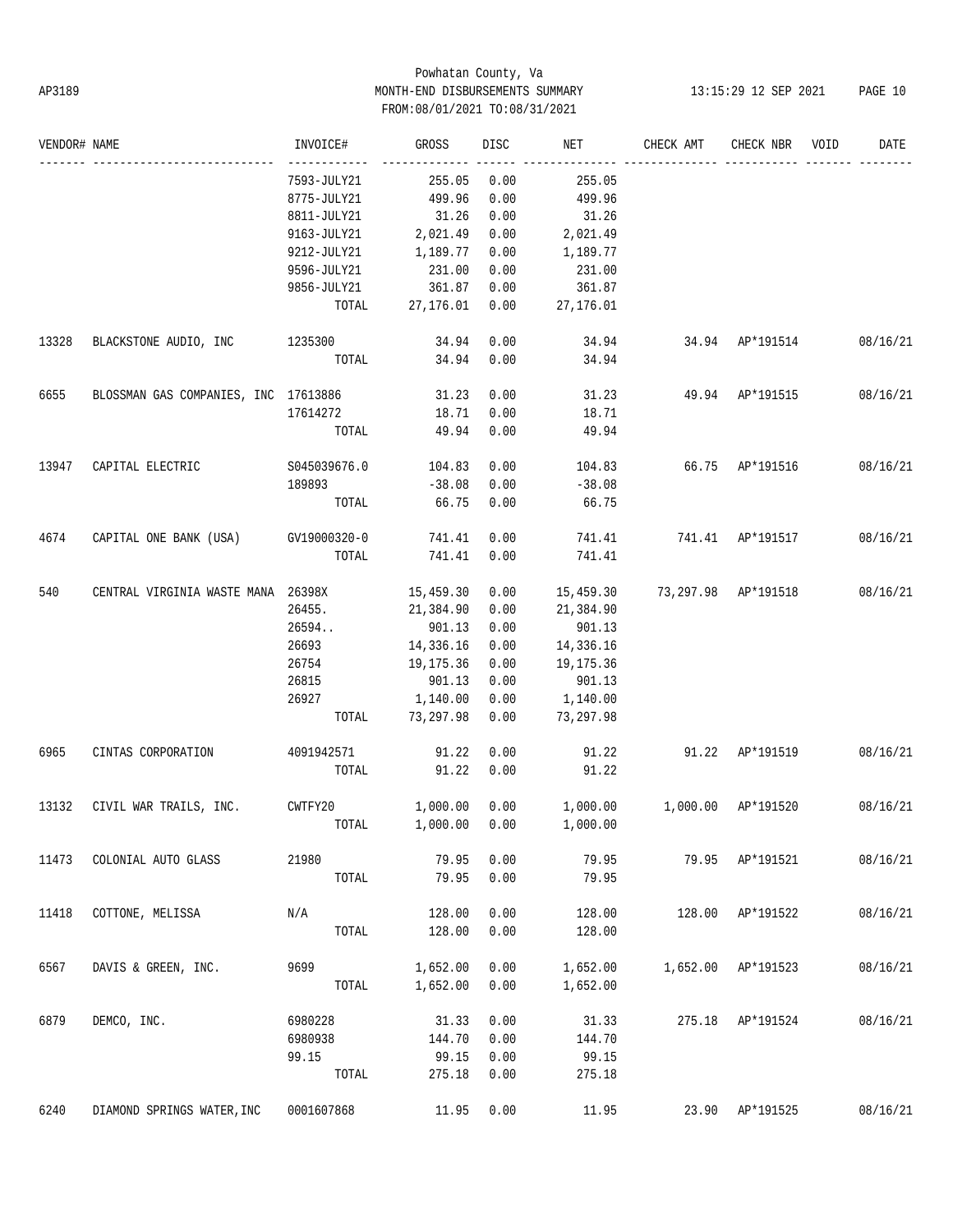Powhatan County, Va
MONTH-END DISBURSEMENTS SUMMARY
FROM:08/01/2021 TO:08/31/2021

| VENDOR# | NAME | INVOICE# | GROSS | DISC | NET | CHECK AMT | CHECK NBR | VOID | DATE |
|---|---|---|---|---|---|---|---|---|---|
| | | 7593-JULY21 | 255.05 | 0.00 | 255.05 | | | | |
| | | 8775-JULY21 | 499.96 | 0.00 | 499.96 | | | | |
| | | 8811-JULY21 | 31.26 | 0.00 | 31.26 | | | | |
| | | 9163-JULY21 | 2,021.49 | 0.00 | 2,021.49 | | | | |
| | | 9212-JULY21 | 1,189.77 | 0.00 | 1,189.77 | | | | |
| | | 9596-JULY21 | 231.00 | 0.00 | 231.00 | | | | |
| | | 9856-JULY21 | 361.87 | 0.00 | 361.87 | | | | |
| | | TOTAL | 27,176.01 | 0.00 | 27,176.01 | | | | |
| 13328 | BLACKSTONE AUDIO, INC | 1235300 | 34.94 | 0.00 | 34.94 | 34.94 | AP*191514 | | 08/16/21 |
| | | TOTAL | 34.94 | 0.00 | 34.94 | | | | |
| 6655 | BLOSSMAN GAS COMPANIES, INC | 17613886 | 31.23 | 0.00 | 31.23 | 49.94 | AP*191515 | | 08/16/21 |
| | | 17614272 | 18.71 | 0.00 | 18.71 | | | | |
| | | TOTAL | 49.94 | 0.00 | 49.94 | | | | |
| 13947 | CAPITAL ELECTRIC | S045039676.0 | 104.83 | 0.00 | 104.83 | 66.75 | AP*191516 | | 08/16/21 |
| | | 189893 | -38.08 | 0.00 | -38.08 | | | | |
| | | TOTAL | 66.75 | 0.00 | 66.75 | | | | |
| 4674 | CAPITAL ONE BANK (USA) | GV19000320-0 | 741.41 | 0.00 | 741.41 | 741.41 | AP*191517 | | 08/16/21 |
| | | TOTAL | 741.41 | 0.00 | 741.41 | | | | |
| 540 | CENTRAL VIRGINIA WASTE MANA | 26398X | 15,459.30 | 0.00 | 15,459.30 | 73,297.98 | AP*191518 | | 08/16/21 |
| | | 26455. | 21,384.90 | 0.00 | 21,384.90 | | | | |
| | | 26594.. | 901.13 | 0.00 | 901.13 | | | | |
| | | 26693 | 14,336.16 | 0.00 | 14,336.16 | | | | |
| | | 26754 | 19,175.36 | 0.00 | 19,175.36 | | | | |
| | | 26815 | 901.13 | 0.00 | 901.13 | | | | |
| | | 26927 | 1,140.00 | 0.00 | 1,140.00 | | | | |
| | | TOTAL | 73,297.98 | 0.00 | 73,297.98 | | | | |
| 6965 | CINTAS CORPORATION | 4091942571 | 91.22 | 0.00 | 91.22 | 91.22 | AP*191519 | | 08/16/21 |
| | | TOTAL | 91.22 | 0.00 | 91.22 | | | | |
| 13132 | CIVIL WAR TRAILS, INC. | CWTFY20 | 1,000.00 | 0.00 | 1,000.00 | 1,000.00 | AP*191520 | | 08/16/21 |
| | | TOTAL | 1,000.00 | 0.00 | 1,000.00 | | | | |
| 11473 | COLONIAL AUTO GLASS | 21980 | 79.95 | 0.00 | 79.95 | 79.95 | AP*191521 | | 08/16/21 |
| | | TOTAL | 79.95 | 0.00 | 79.95 | | | | |
| 11418 | COTTONE, MELISSA | N/A | 128.00 | 0.00 | 128.00 | 128.00 | AP*191522 | | 08/16/21 |
| | | TOTAL | 128.00 | 0.00 | 128.00 | | | | |
| 6567 | DAVIS & GREEN, INC. | 9699 | 1,652.00 | 0.00 | 1,652.00 | 1,652.00 | AP*191523 | | 08/16/21 |
| | | TOTAL | 1,652.00 | 0.00 | 1,652.00 | | | | |
| 6879 | DEMCO, INC. | 6980228 | 31.33 | 0.00 | 31.33 | 275.18 | AP*191524 | | 08/16/21 |
| | | 6980938 | 144.70 | 0.00 | 144.70 | | | | |
| | | 99.15 | 99.15 | 0.00 | 99.15 | | | | |
| | | TOTAL | 275.18 | 0.00 | 275.18 | | | | |
| 6240 | DIAMOND SPRINGS WATER,INC | 0001607868 | 11.95 | 0.00 | 11.95 | 23.90 | AP*191525 | | 08/16/21 |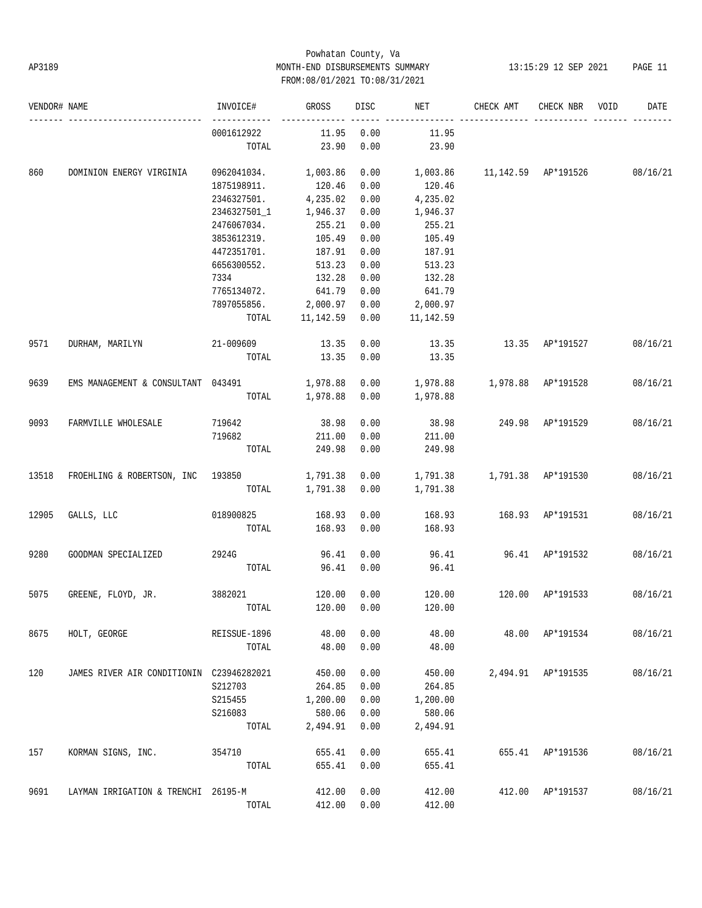Powhatan County, Va
AP3189 MONTH-END DISBURSEMENTS SUMMARY 13:15:29 12 SEP 2021 PAGE 11
FROM:08/01/2021 TO:08/31/2021

| VENDOR# | NAME | INVOICE# | GROSS | DISC | NET | CHECK AMT | CHECK NBR | VOID | DATE |
|---|---|---|---|---|---|---|---|---|---|
| | | 0001612922 | 11.95 | 0.00 | 11.95 | | | | |
| | | TOTAL | 23.90 | 0.00 | 23.90 | | | | |
| 860 | DOMINION ENERGY VIRGINIA | 0962041034. | 1,003.86 | 0.00 | 1,003.86 | 11,142.59 | AP*191526 | | 08/16/21 |
| | | 1875198911. | 120.46 | 0.00 | 120.46 | | | | |
| | | 2346327501. | 4,235.02 | 0.00 | 4,235.02 | | | | |
| | | 2346327501_1 | 1,946.37 | 0.00 | 1,946.37 | | | | |
| | | 2476067034. | 255.21 | 0.00 | 255.21 | | | | |
| | | 3853612319. | 105.49 | 0.00 | 105.49 | | | | |
| | | 4472351701. | 187.91 | 0.00 | 187.91 | | | | |
| | | 6656300552. | 513.23 | 0.00 | 513.23 | | | | |
| | | 7334 | 132.28 | 0.00 | 132.28 | | | | |
| | | 7765134072. | 641.79 | 0.00 | 641.79 | | | | |
| | | 7897055856. | 2,000.97 | 0.00 | 2,000.97 | | | | |
| | | TOTAL | 11,142.59 | 0.00 | 11,142.59 | | | | |
| 9571 | DURHAM, MARILYN | 21-009609 | 13.35 | 0.00 | 13.35 | 13.35 | AP*191527 | | 08/16/21 |
| | | TOTAL | 13.35 | 0.00 | 13.35 | | | | |
| 9639 | EMS MANAGEMENT & CONSULTANT | 043491 | 1,978.88 | 0.00 | 1,978.88 | 1,978.88 | AP*191528 | | 08/16/21 |
| | | TOTAL | 1,978.88 | 0.00 | 1,978.88 | | | | |
| 9093 | FARMVILLE WHOLESALE | 719642 | 38.98 | 0.00 | 38.98 | 249.98 | AP*191529 | | 08/16/21 |
| | | 719682 | 211.00 | 0.00 | 211.00 | | | | |
| | | TOTAL | 249.98 | 0.00 | 249.98 | | | | |
| 13518 | FROEHLING & ROBERTSON, INC | 193850 | 1,791.38 | 0.00 | 1,791.38 | 1,791.38 | AP*191530 | | 08/16/21 |
| | | TOTAL | 1,791.38 | 0.00 | 1,791.38 | | | | |
| 12905 | GALLS, LLC | 018900825 | 168.93 | 0.00 | 168.93 | 168.93 | AP*191531 | | 08/16/21 |
| | | TOTAL | 168.93 | 0.00 | 168.93 | | | | |
| 9280 | GOODMAN SPECIALIZED | 2924G | 96.41 | 0.00 | 96.41 | 96.41 | AP*191532 | | 08/16/21 |
| | | TOTAL | 96.41 | 0.00 | 96.41 | | | | |
| 5075 | GREENE, FLOYD, JR. | 3882021 | 120.00 | 0.00 | 120.00 | 120.00 | AP*191533 | | 08/16/21 |
| | | TOTAL | 120.00 | 0.00 | 120.00 | | | | |
| 8675 | HOLT, GEORGE | REISSUE-1896 | 48.00 | 0.00 | 48.00 | 48.00 | AP*191534 | | 08/16/21 |
| | | TOTAL | 48.00 | 0.00 | 48.00 | | | | |
| 120 | JAMES RIVER AIR CONDITIONIN | C23946282021 | 450.00 | 0.00 | 450.00 | 2,494.91 | AP*191535 | | 08/16/21 |
| | | S212703 | 264.85 | 0.00 | 264.85 | | | | |
| | | S215455 | 1,200.00 | 0.00 | 1,200.00 | | | | |
| | | S216083 | 580.06 | 0.00 | 580.06 | | | | |
| | | TOTAL | 2,494.91 | 0.00 | 2,494.91 | | | | |
| 157 | KORMAN SIGNS, INC. | 354710 | 655.41 | 0.00 | 655.41 | 655.41 | AP*191536 | | 08/16/21 |
| | | TOTAL | 655.41 | 0.00 | 655.41 | | | | |
| 9691 | LAYMAN IRRIGATION & TRENCHI | 26195-M | 412.00 | 0.00 | 412.00 | 412.00 | AP*191537 | | 08/16/21 |
| | | TOTAL | 412.00 | 0.00 | 412.00 | | | | |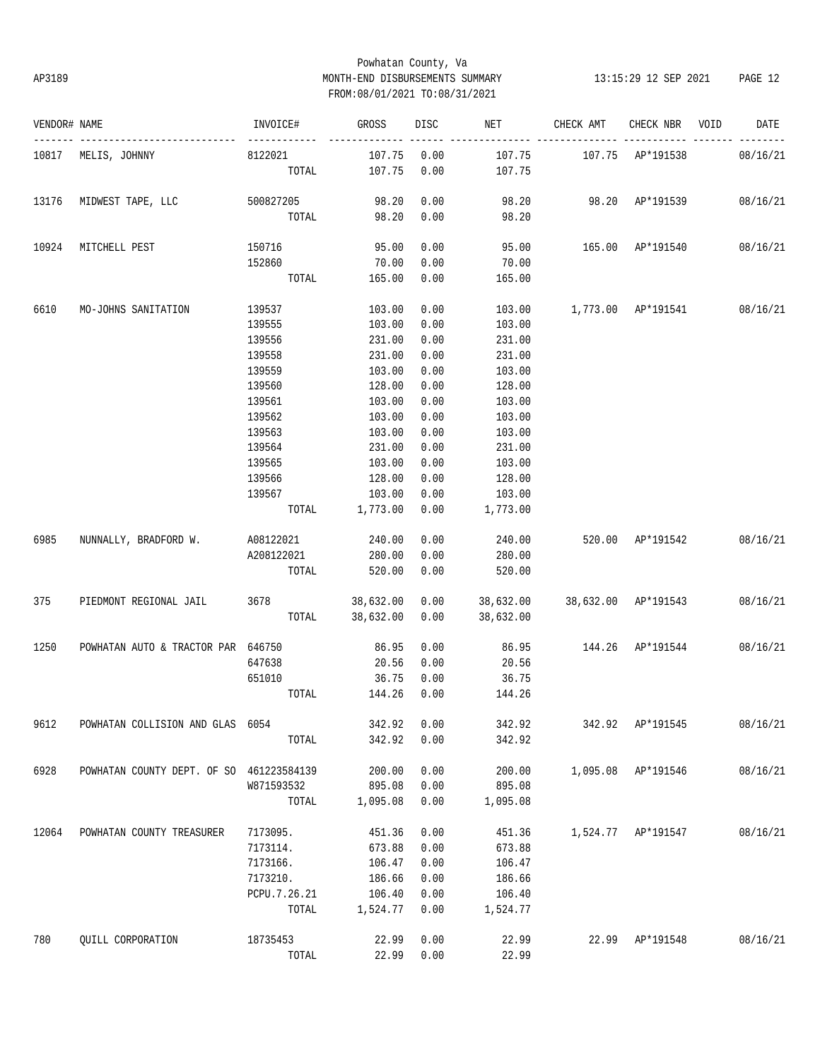Powhatan County, Va
AP3189 MONTH-END DISBURSEMENTS SUMMARY 13:15:29 12 SEP 2021
FROM:08/01/2021 TO:08/31/2021

| VENDOR# | NAME | INVOICE# | GROSS | DISC | NET | CHECK AMT | CHECK NBR | VOID | DATE |
|---|---|---|---|---|---|---|---|---|---|
| 10817 | MELIS, JOHNNY | 8122021 | 107.75 | 0.00 | 107.75 | 107.75 | AP*191538 | | 08/16/21 |
| | | TOTAL | 107.75 | 0.00 | 107.75 | | | | |
| 13176 | MIDWEST TAPE, LLC | 500827205 | 98.20 | 0.00 | 98.20 | 98.20 | AP*191539 | | 08/16/21 |
| | | TOTAL | 98.20 | 0.00 | 98.20 | | | | |
| 10924 | MITCHELL PEST | 150716 | 95.00 | 0.00 | 95.00 | 165.00 | AP*191540 | | 08/16/21 |
| | | 152860 | 70.00 | 0.00 | 70.00 | | | | |
| | | TOTAL | 165.00 | 0.00 | 165.00 | | | | |
| 6610 | MO-JOHNS SANITATION | 139537 | 103.00 | 0.00 | 103.00 | 1,773.00 | AP*191541 | | 08/16/21 |
| | | 139555 | 103.00 | 0.00 | 103.00 | | | | |
| | | 139556 | 231.00 | 0.00 | 231.00 | | | | |
| | | 139558 | 231.00 | 0.00 | 231.00 | | | | |
| | | 139559 | 103.00 | 0.00 | 103.00 | | | | |
| | | 139560 | 128.00 | 0.00 | 128.00 | | | | |
| | | 139561 | 103.00 | 0.00 | 103.00 | | | | |
| | | 139562 | 103.00 | 0.00 | 103.00 | | | | |
| | | 139563 | 103.00 | 0.00 | 103.00 | | | | |
| | | 139564 | 231.00 | 0.00 | 231.00 | | | | |
| | | 139565 | 103.00 | 0.00 | 103.00 | | | | |
| | | 139566 | 128.00 | 0.00 | 128.00 | | | | |
| | | 139567 | 103.00 | 0.00 | 103.00 | | | | |
| | | TOTAL | 1,773.00 | 0.00 | 1,773.00 | | | | |
| 6985 | NUNNALLY, BRADFORD W. | A08122021 | 240.00 | 0.00 | 240.00 | 520.00 | AP*191542 | | 08/16/21 |
| | | A208122021 | 280.00 | 0.00 | 280.00 | | | | |
| | | TOTAL | 520.00 | 0.00 | 520.00 | | | | |
| 375 | PIEDMONT REGIONAL JAIL | 3678 | 38,632.00 | 0.00 | 38,632.00 | 38,632.00 | AP*191543 | | 08/16/21 |
| | | TOTAL | 38,632.00 | 0.00 | 38,632.00 | | | | |
| 1250 | POWHATAN AUTO & TRACTOR PAR | 646750 | 86.95 | 0.00 | 86.95 | 144.26 | AP*191544 | | 08/16/21 |
| | | 647638 | 20.56 | 0.00 | 20.56 | | | | |
| | | 651010 | 36.75 | 0.00 | 36.75 | | | | |
| | | TOTAL | 144.26 | 0.00 | 144.26 | | | | |
| 9612 | POWHATAN COLLISION AND GLAS | 6054 | 342.92 | 0.00 | 342.92 | 342.92 | AP*191545 | | 08/16/21 |
| | | TOTAL | 342.92 | 0.00 | 342.92 | | | | |
| 6928 | POWHATAN COUNTY DEPT. OF SO | 461223584139 | 200.00 | 0.00 | 200.00 | 1,095.08 | AP*191546 | | 08/16/21 |
| | | W871593532 | 895.08 | 0.00 | 895.08 | | | | |
| | | TOTAL | 1,095.08 | 0.00 | 1,095.08 | | | | |
| 12064 | POWHATAN COUNTY TREASURER | 7173095. | 451.36 | 0.00 | 451.36 | 1,524.77 | AP*191547 | | 08/16/21 |
| | | 7173114. | 673.88 | 0.00 | 673.88 | | | | |
| | | 7173166. | 106.47 | 0.00 | 106.47 | | | | |
| | | 7173210. | 186.66 | 0.00 | 186.66 | | | | |
| | | PCPU.7.26.21 | 106.40 | 0.00 | 106.40 | | | | |
| | | TOTAL | 1,524.77 | 0.00 | 1,524.77 | | | | |
| 780 | QUILL CORPORATION | 18735453 | 22.99 | 0.00 | 22.99 | 22.99 | AP*191548 | | 08/16/21 |
| | | TOTAL | 22.99 | 0.00 | 22.99 | | | | |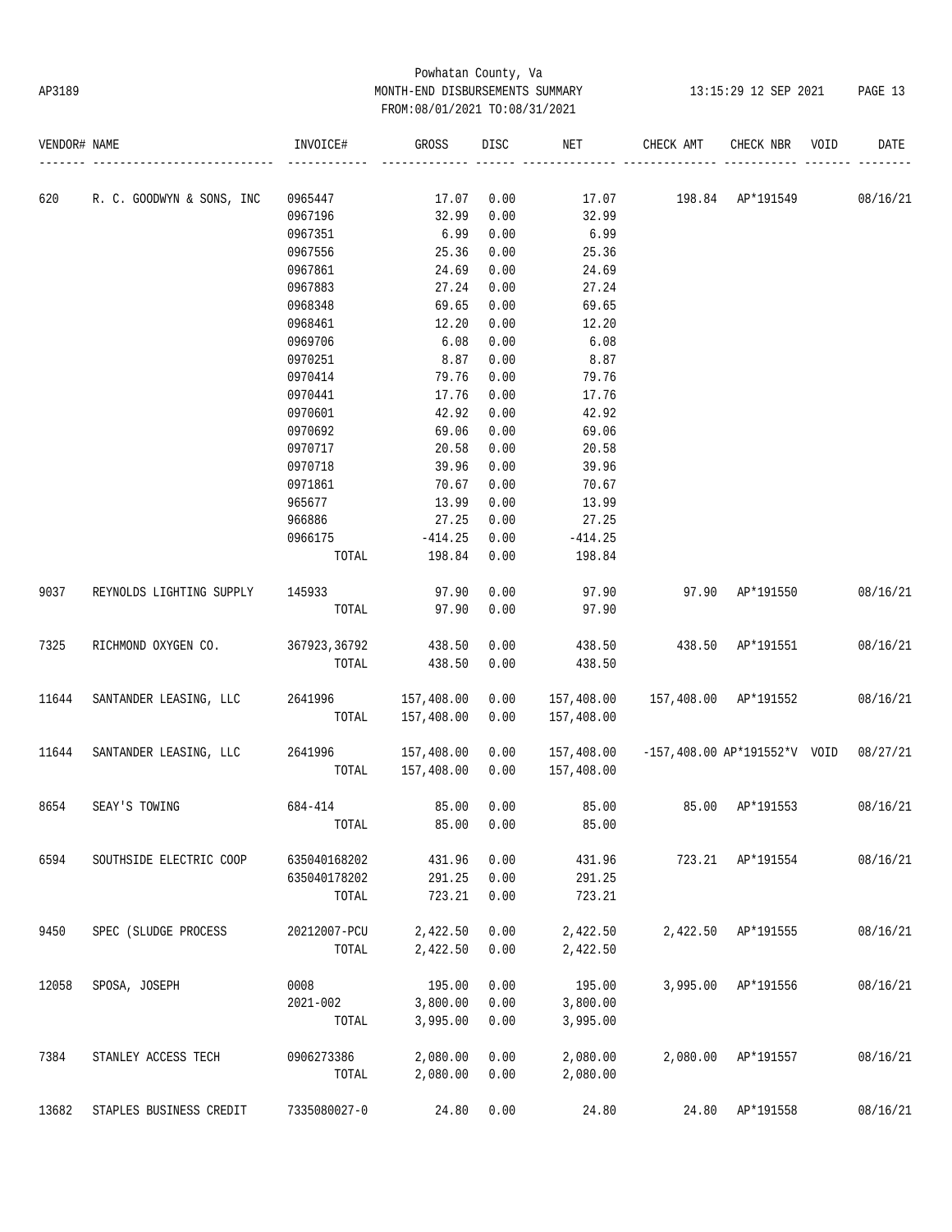Powhatan County, Va
AP3189 MONTH-END DISBURSEMENTS SUMMARY 13:15:29 12 SEP 2021
FROM:08/01/2021 TO:08/31/2021

| VENDOR# | NAME | INVOICE# | GROSS | DISC | NET | CHECK AMT | CHECK NBR | VOID | DATE |
|---|---|---|---|---|---|---|---|---|---|
| 620 | R. C. GOODWYN & SONS, INC | 0965447 | 17.07 | 0.00 | 17.07 | 198.84 | AP*191549 | | 08/16/21 |
| | | 0967196 | 32.99 | 0.00 | 32.99 | | | | |
| | | 0967351 | 6.99 | 0.00 | 6.99 | | | | |
| | | 0967556 | 25.36 | 0.00 | 25.36 | | | | |
| | | 0967861 | 24.69 | 0.00 | 24.69 | | | | |
| | | 0967883 | 27.24 | 0.00 | 27.24 | | | | |
| | | 0968348 | 69.65 | 0.00 | 69.65 | | | | |
| | | 0968461 | 12.20 | 0.00 | 12.20 | | | | |
| | | 0969706 | 6.08 | 0.00 | 6.08 | | | | |
| | | 0970251 | 8.87 | 0.00 | 8.87 | | | | |
| | | 0970414 | 79.76 | 0.00 | 79.76 | | | | |
| | | 0970441 | 17.76 | 0.00 | 17.76 | | | | |
| | | 0970601 | 42.92 | 0.00 | 42.92 | | | | |
| | | 0970692 | 69.06 | 0.00 | 69.06 | | | | |
| | | 0970717 | 20.58 | 0.00 | 20.58 | | | | |
| | | 0970718 | 39.96 | 0.00 | 39.96 | | | | |
| | | 0971861 | 70.67 | 0.00 | 70.67 | | | | |
| | | 965677 | 13.99 | 0.00 | 13.99 | | | | |
| | | 966886 | 27.25 | 0.00 | 27.25 | | | | |
| | | 0966175 | -414.25 | 0.00 | -414.25 | | | | |
| | | TOTAL | 198.84 | 0.00 | 198.84 | | | | |
| 9037 | REYNOLDS LIGHTING SUPPLY | 145933 | 97.90 | 0.00 | 97.90 | 97.90 | AP*191550 | | 08/16/21 |
| | | TOTAL | 97.90 | 0.00 | 97.90 | | | | |
| 7325 | RICHMOND OXYGEN CO. | 367923,36792 | 438.50 | 0.00 | 438.50 | 438.50 | AP*191551 | | 08/16/21 |
| | | TOTAL | 438.50 | 0.00 | 438.50 | | | | |
| 11644 | SANTANDER LEASING, LLC | 2641996 | 157,408.00 | 0.00 | 157,408.00 | 157,408.00 | AP*191552 | | 08/16/21 |
| | | TOTAL | 157,408.00 | 0.00 | 157,408.00 | | | | |
| 11644 | SANTANDER LEASING, LLC | 2641996 | 157,408.00 | 0.00 | 157,408.00 | -157,408.00 | AP*191552*V | VOID | 08/27/21 |
| | | TOTAL | 157,408.00 | 0.00 | 157,408.00 | | | | |
| 8654 | SEAY'S TOWING | 684-414 | 85.00 | 0.00 | 85.00 | 85.00 | AP*191553 | | 08/16/21 |
| | | TOTAL | 85.00 | 0.00 | 85.00 | | | | |
| 6594 | SOUTHSIDE ELECTRIC COOP | 635040168202 | 431.96 | 0.00 | 431.96 | 723.21 | AP*191554 | | 08/16/21 |
| | | 635040178202 | 291.25 | 0.00 | 291.25 | | | | |
| | | TOTAL | 723.21 | 0.00 | 723.21 | | | | |
| 9450 | SPEC (SLUDGE PROCESS | 20212007-PCU | 2,422.50 | 0.00 | 2,422.50 | 2,422.50 | AP*191555 | | 08/16/21 |
| | | TOTAL | 2,422.50 | 0.00 | 2,422.50 | | | | |
| 12058 | SPOSA, JOSEPH | 0008 | 195.00 | 0.00 | 195.00 | 3,995.00 | AP*191556 | | 08/16/21 |
| | | 2021-002 | 3,800.00 | 0.00 | 3,800.00 | | | | |
| | | TOTAL | 3,995.00 | 0.00 | 3,995.00 | | | | |
| 7384 | STANLEY ACCESS TECH | 0906273386 | 2,080.00 | 0.00 | 2,080.00 | 2,080.00 | AP*191557 | | 08/16/21 |
| | | TOTAL | 2,080.00 | 0.00 | 2,080.00 | | | | |
| 13682 | STAPLES BUSINESS CREDIT | 7335080027-0 | 24.80 | 0.00 | 24.80 | 24.80 | AP*191558 | | 08/16/21 |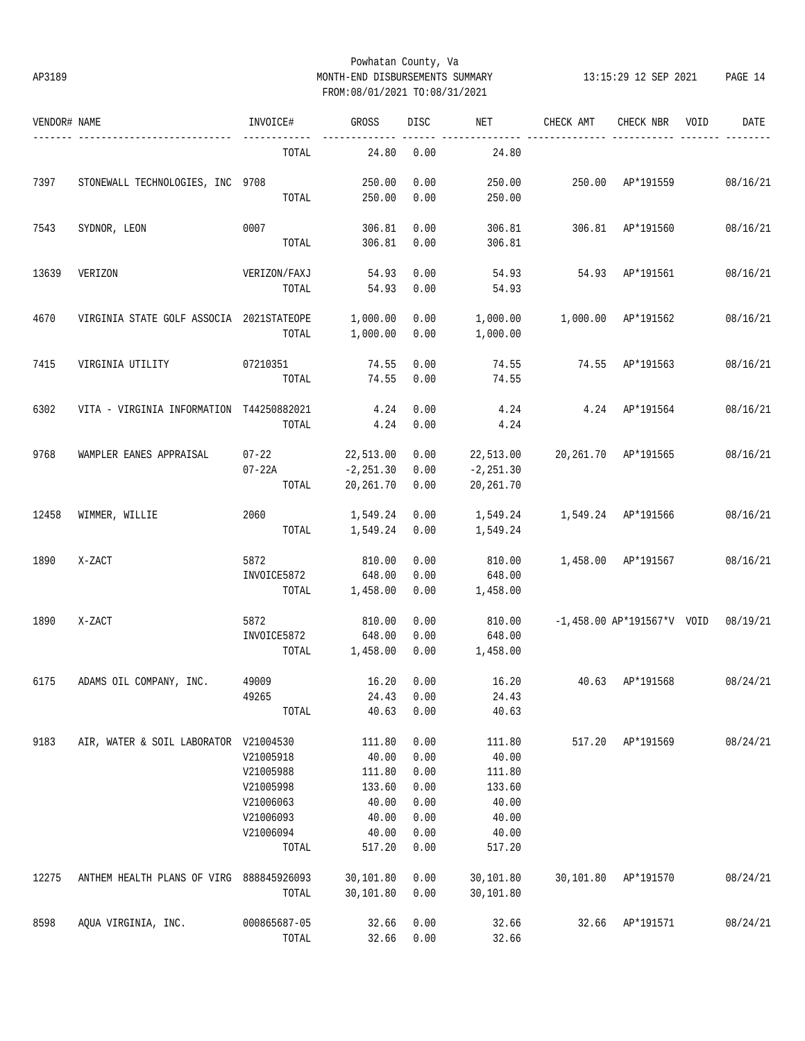Powhatan County, Va

MONTH-END DISBURSEMENTS SUMMARY

FROM:08/01/2021 TO:08/31/2021

AP3189 13:15:29 12 SEP 2021

| VENDOR# | NAME | INVOICE# | GROSS | DISC | NET | CHECK AMT | CHECK NBR | VOID | DATE |
|---|---|---|---|---|---|---|---|---|---|
| | | TOTAL | 24.80 | 0.00 | 24.80 | | | | |
| 7397 | STONEWALL TECHNOLOGIES, INC | 9708 | 250.00 | 0.00 | 250.00 | 250.00 | AP*191559 | | 08/16/21 |
| | | TOTAL | 250.00 | 0.00 | 250.00 | | | | |
| 7543 | SYDNOR, LEON | 0007 | 306.81 | 0.00 | 306.81 | 306.81 | AP*191560 | | 08/16/21 |
| | | TOTAL | 306.81 | 0.00 | 306.81 | | | | |
| 13639 | VERIZON | VERIZON/FAXJ | 54.93 | 0.00 | 54.93 | 54.93 | AP*191561 | | 08/16/21 |
| | | TOTAL | 54.93 | 0.00 | 54.93 | | | | |
| 4670 | VIRGINIA STATE GOLF ASSOCIA | 2021STATEOPE | 1,000.00 | 0.00 | 1,000.00 | 1,000.00 | AP*191562 | | 08/16/21 |
| | | TOTAL | 1,000.00 | 0.00 | 1,000.00 | | | | |
| 7415 | VIRGINIA UTILITY | 07210351 | 74.55 | 0.00 | 74.55 | 74.55 | AP*191563 | | 08/16/21 |
| | | TOTAL | 74.55 | 0.00 | 74.55 | | | | |
| 6302 | VITA - VIRGINIA INFORMATION | T44250882021 | 4.24 | 0.00 | 4.24 | 4.24 | AP*191564 | | 08/16/21 |
| | | TOTAL | 4.24 | 0.00 | 4.24 | | | | |
| 9768 | WAMPLER EANES APPRAISAL | 07-22 | 22,513.00 | 0.00 | 22,513.00 | 20,261.70 | AP*191565 | | 08/16/21 |
| | | 07-22A | -2,251.30 | 0.00 | -2,251.30 | | | | |
| | | TOTAL | 20,261.70 | 0.00 | 20,261.70 | | | | |
| 12458 | WIMMER, WILLIE | 2060 | 1,549.24 | 0.00 | 1,549.24 | 1,549.24 | AP*191566 | | 08/16/21 |
| | | TOTAL | 1,549.24 | 0.00 | 1,549.24 | | | | |
| 1890 | X-ZACT | 5872 | 810.00 | 0.00 | 810.00 | 1,458.00 | AP*191567 | | 08/16/21 |
| | | INVOICE5872 | 648.00 | 0.00 | 648.00 | | | | |
| | | TOTAL | 1,458.00 | 0.00 | 1,458.00 | | | | |
| 1890 | X-ZACT | 5872 | 810.00 | 0.00 | 810.00 | -1,458.00 | AP*191567*V | VOID | 08/19/21 |
| | | INVOICE5872 | 648.00 | 0.00 | 648.00 | | | | |
| | | TOTAL | 1,458.00 | 0.00 | 1,458.00 | | | | |
| 6175 | ADAMS OIL COMPANY, INC. | 49009 | 16.20 | 0.00 | 16.20 | 40.63 | AP*191568 | | 08/24/21 |
| | | 49265 | 24.43 | 0.00 | 24.43 | | | | |
| | | TOTAL | 40.63 | 0.00 | 40.63 | | | | |
| 9183 | AIR, WATER & SOIL LABORATOR | V21004530 | 111.80 | 0.00 | 111.80 | 517.20 | AP*191569 | | 08/24/21 |
| | | V21005918 | 40.00 | 0.00 | 40.00 | | | | |
| | | V21005988 | 111.80 | 0.00 | 111.80 | | | | |
| | | V21005998 | 133.60 | 0.00 | 133.60 | | | | |
| | | V21006063 | 40.00 | 0.00 | 40.00 | | | | |
| | | V21006093 | 40.00 | 0.00 | 40.00 | | | | |
| | | V21006094 | 40.00 | 0.00 | 40.00 | | | | |
| | | TOTAL | 517.20 | 0.00 | 517.20 | | | | |
| 12275 | ANTHEM HEALTH PLANS OF VIRG | 888845926093 | 30,101.80 | 0.00 | 30,101.80 | 30,101.80 | AP*191570 | | 08/24/21 |
| | | TOTAL | 30,101.80 | 0.00 | 30,101.80 | | | | |
| 8598 | AQUA VIRGINIA, INC. | 000865687-05 | 32.66 | 0.00 | 32.66 | 32.66 | AP*191571 | | 08/24/21 |
| | | TOTAL | 32.66 | 0.00 | 32.66 | | | | |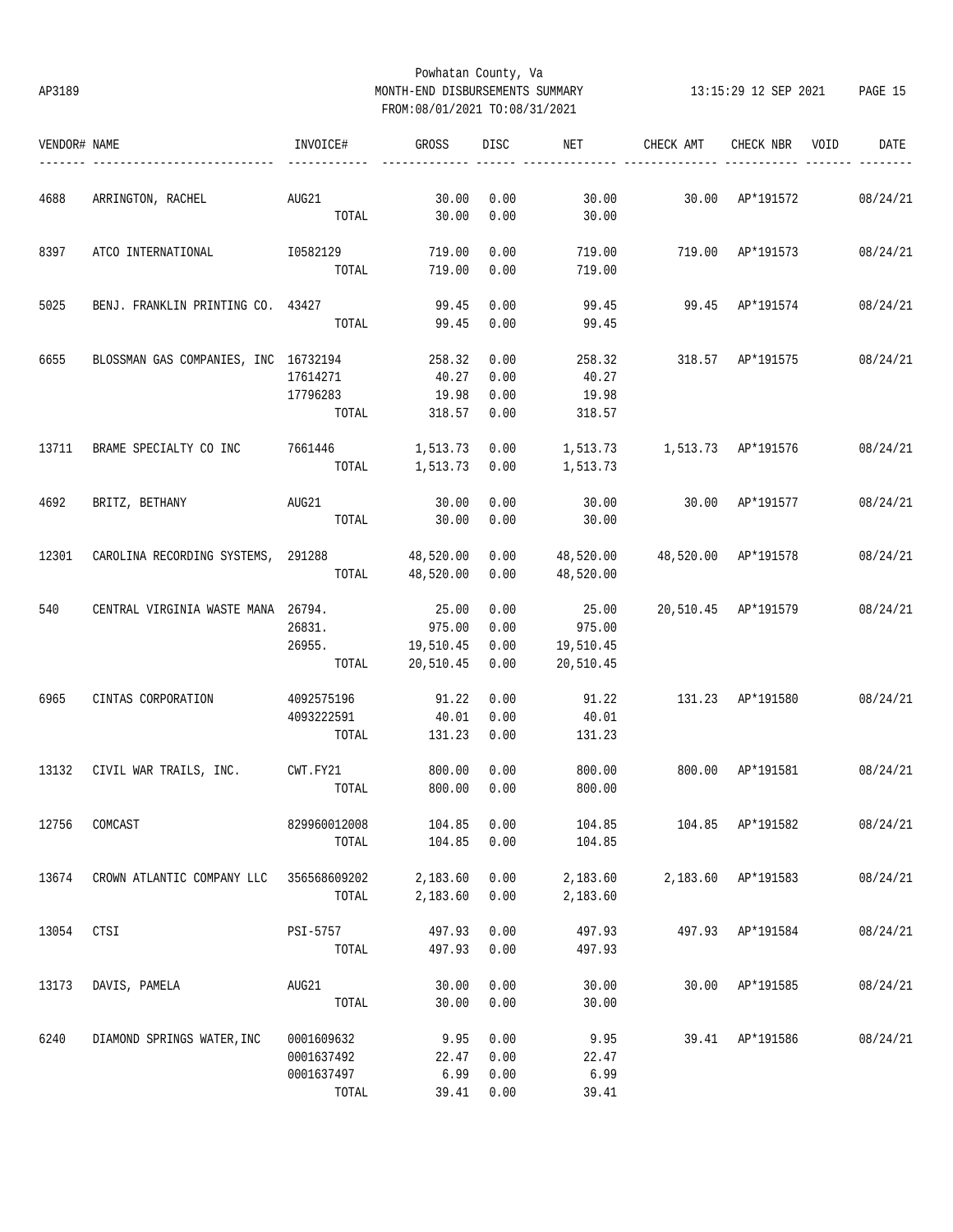Powhatan County, Va
AP3189 MONTH-END DISBURSEMENTS SUMMARY 13:15:29 12 SEP 2021
FROM:08/01/2021 TO:08/31/2021

| VENDOR# | NAME | INVOICE# | GROSS | DISC | NET | CHECK AMT | CHECK NBR | VOID | DATE |
|---|---|---|---|---|---|---|---|---|---|
| 4688 | ARRINGTON, RACHEL | AUG21 | 30.00 | 0.00 | 30.00 | 30.00 | AP*191572 | | 08/24/21 |
| | | TOTAL | 30.00 | 0.00 | 30.00 | | | | |
| 8397 | ATCO INTERNATIONAL | I0582129 | 719.00 | 0.00 | 719.00 | 719.00 | AP*191573 | | 08/24/21 |
| | | TOTAL | 719.00 | 0.00 | 719.00 | | | | |
| 5025 | BENJ. FRANKLIN PRINTING CO. | 43427 | 99.45 | 0.00 | 99.45 | 99.45 | AP*191574 | | 08/24/21 |
| | | TOTAL | 99.45 | 0.00 | 99.45 | | | | |
| 6655 | BLOSSMAN GAS COMPANIES, INC | 16732194 | 258.32 | 0.00 | 258.32 | 318.57 | AP*191575 | | 08/24/21 |
| | | 17614271 | 40.27 | 0.00 | 40.27 | | | | |
| | | 17796283 | 19.98 | 0.00 | 19.98 | | | | |
| | | TOTAL | 318.57 | 0.00 | 318.57 | | | | |
| 13711 | BRAME SPECIALTY CO INC | 7661446 | 1,513.73 | 0.00 | 1,513.73 | 1,513.73 | AP*191576 | | 08/24/21 |
| | | TOTAL | 1,513.73 | 0.00 | 1,513.73 | | | | |
| 4692 | BRITZ, BETHANY | AUG21 | 30.00 | 0.00 | 30.00 | 30.00 | AP*191577 | | 08/24/21 |
| | | TOTAL | 30.00 | 0.00 | 30.00 | | | | |
| 12301 | CAROLINA RECORDING SYSTEMS, | 291288 | 48,520.00 | 0.00 | 48,520.00 | 48,520.00 | AP*191578 | | 08/24/21 |
| | | TOTAL | 48,520.00 | 0.00 | 48,520.00 | | | | |
| 540 | CENTRAL VIRGINIA WASTE MANA | 26794. | 25.00 | 0.00 | 25.00 | 20,510.45 | AP*191579 | | 08/24/21 |
| | | 26831. | 975.00 | 0.00 | 975.00 | | | | |
| | | 26955. | 19,510.45 | 0.00 | 19,510.45 | | | | |
| | | TOTAL | 20,510.45 | 0.00 | 20,510.45 | | | | |
| 6965 | CINTAS CORPORATION | 4092575196 | 91.22 | 0.00 | 91.22 | 131.23 | AP*191580 | | 08/24/21 |
| | | 4093222591 | 40.01 | 0.00 | 40.01 | | | | |
| | | TOTAL | 131.23 | 0.00 | 131.23 | | | | |
| 13132 | CIVIL WAR TRAILS, INC. | CWT.FY21 | 800.00 | 0.00 | 800.00 | 800.00 | AP*191581 | | 08/24/21 |
| | | TOTAL | 800.00 | 0.00 | 800.00 | | | | |
| 12756 | COMCAST | 829960012008 | 104.85 | 0.00 | 104.85 | 104.85 | AP*191582 | | 08/24/21 |
| | | TOTAL | 104.85 | 0.00 | 104.85 | | | | |
| 13674 | CROWN ATLANTIC COMPANY LLC | 356568609202 | 2,183.60 | 0.00 | 2,183.60 | 2,183.60 | AP*191583 | | 08/24/21 |
| | | TOTAL | 2,183.60 | 0.00 | 2,183.60 | | | | |
| 13054 | CTSI | PSI-5757 | 497.93 | 0.00 | 497.93 | 497.93 | AP*191584 | | 08/24/21 |
| | | TOTAL | 497.93 | 0.00 | 497.93 | | | | |
| 13173 | DAVIS, PAMELA | AUG21 | 30.00 | 0.00 | 30.00 | 30.00 | AP*191585 | | 08/24/21 |
| | | TOTAL | 30.00 | 0.00 | 30.00 | | | | |
| 6240 | DIAMOND SPRINGS WATER,INC | 0001609632 | 9.95 | 0.00 | 9.95 | 39.41 | AP*191586 | | 08/24/21 |
| | | 0001637492 | 22.47 | 0.00 | 22.47 | | | | |
| | | 0001637497 | 6.99 | 0.00 | 6.99 | | | | |
| | | TOTAL | 39.41 | 0.00 | 39.41 | | | | |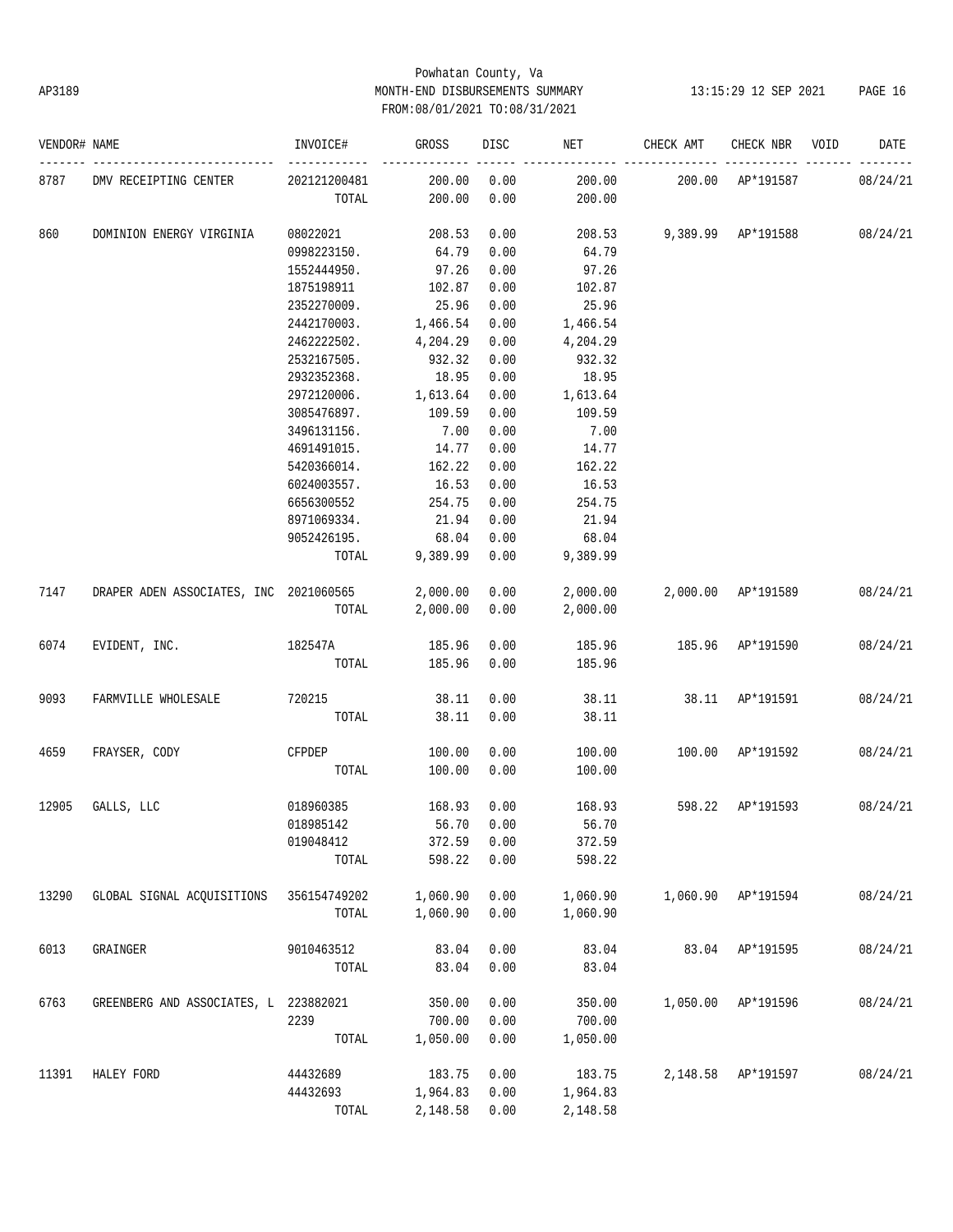Powhatan County, Va
AP3189 MONTH-END DISBURSEMENTS SUMMARY 13:15:29 12 SEP 2021
FROM:08/01/2021 TO:08/31/2021

| VENDOR# | NAME | INVOICE# | GROSS | DISC | NET | CHECK AMT | CHECK NBR | VOID | DATE |
|---|---|---|---|---|---|---|---|---|---|
| 8787 | DMV RECEIPTING CENTER | 202121200481 | 200.00 | 0.00 | 200.00 | 200.00 | AP*191587 | | 08/24/21 |
| | | TOTAL | 200.00 | 0.00 | 200.00 | | | | |
| 860 | DOMINION ENERGY VIRGINIA | 08022021 | 208.53 | 0.00 | 208.53 | 9,389.99 | AP*191588 | | 08/24/21 |
| | | 0998223150. | 64.79 | 0.00 | 64.79 | | | | |
| | | 1552444950. | 97.26 | 0.00 | 97.26 | | | | |
| | | 1875198911 | 102.87 | 0.00 | 102.87 | | | | |
| | | 2352270009. | 25.96 | 0.00 | 25.96 | | | | |
| | | 2442170003. | 1,466.54 | 0.00 | 1,466.54 | | | | |
| | | 2462222502. | 4,204.29 | 0.00 | 4,204.29 | | | | |
| | | 2532167505. | 932.32 | 0.00 | 932.32 | | | | |
| | | 2932352368. | 18.95 | 0.00 | 18.95 | | | | |
| | | 2972120006. | 1,613.64 | 0.00 | 1,613.64 | | | | |
| | | 3085476897. | 109.59 | 0.00 | 109.59 | | | | |
| | | 3496131156. | 7.00 | 0.00 | 7.00 | | | | |
| | | 4691491015. | 14.77 | 0.00 | 14.77 | | | | |
| | | 5420366014. | 162.22 | 0.00 | 162.22 | | | | |
| | | 6024003557. | 16.53 | 0.00 | 16.53 | | | | |
| | | 6656300552 | 254.75 | 0.00 | 254.75 | | | | |
| | | 8971069334. | 21.94 | 0.00 | 21.94 | | | | |
| | | 9052426195. | 68.04 | 0.00 | 68.04 | | | | |
| | | TOTAL | 9,389.99 | 0.00 | 9,389.99 | | | | |
| 7147 | DRAPER ADEN ASSOCIATES, INC | 2021060565 | 2,000.00 | 0.00 | 2,000.00 | 2,000.00 | AP*191589 | | 08/24/21 |
| | | TOTAL | 2,000.00 | 0.00 | 2,000.00 | | | | |
| 6074 | EVIDENT, INC. | 182547A | 185.96 | 0.00 | 185.96 | 185.96 | AP*191590 | | 08/24/21 |
| | | TOTAL | 185.96 | 0.00 | 185.96 | | | | |
| 9093 | FARMVILLE WHOLESALE | 720215 | 38.11 | 0.00 | 38.11 | 38.11 | AP*191591 | | 08/24/21 |
| | | TOTAL | 38.11 | 0.00 | 38.11 | | | | |
| 4659 | FRAYSER, CODY | CFPDEP | 100.00 | 0.00 | 100.00 | 100.00 | AP*191592 | | 08/24/21 |
| | | TOTAL | 100.00 | 0.00 | 100.00 | | | | |
| 12905 | GALLS, LLC | 018960385 | 168.93 | 0.00 | 168.93 | 598.22 | AP*191593 | | 08/24/21 |
| | | 018985142 | 56.70 | 0.00 | 56.70 | | | | |
| | | 019048412 | 372.59 | 0.00 | 372.59 | | | | |
| | | TOTAL | 598.22 | 0.00 | 598.22 | | | | |
| 13290 | GLOBAL SIGNAL ACQUISITIONS | 356154749202 | 1,060.90 | 0.00 | 1,060.90 | 1,060.90 | AP*191594 | | 08/24/21 |
| | | TOTAL | 1,060.90 | 0.00 | 1,060.90 | | | | |
| 6013 | GRAINGER | 9010463512 | 83.04 | 0.00 | 83.04 | 83.04 | AP*191595 | | 08/24/21 |
| | | TOTAL | 83.04 | 0.00 | 83.04 | | | | |
| 6763 | GREENBERG AND ASSOCIATES, L | 223882021 | 350.00 | 0.00 | 350.00 | 1,050.00 | AP*191596 | | 08/24/21 |
| | | 2239 | 700.00 | 0.00 | 700.00 | | | | |
| | | TOTAL | 1,050.00 | 0.00 | 1,050.00 | | | | |
| 11391 | HALEY FORD | 44432689 | 183.75 | 0.00 | 183.75 | 2,148.58 | AP*191597 | | 08/24/21 |
| | | 44432693 | 1,964.83 | 0.00 | 1,964.83 | | | | |
| | | TOTAL | 2,148.58 | 0.00 | 2,148.58 | | | | |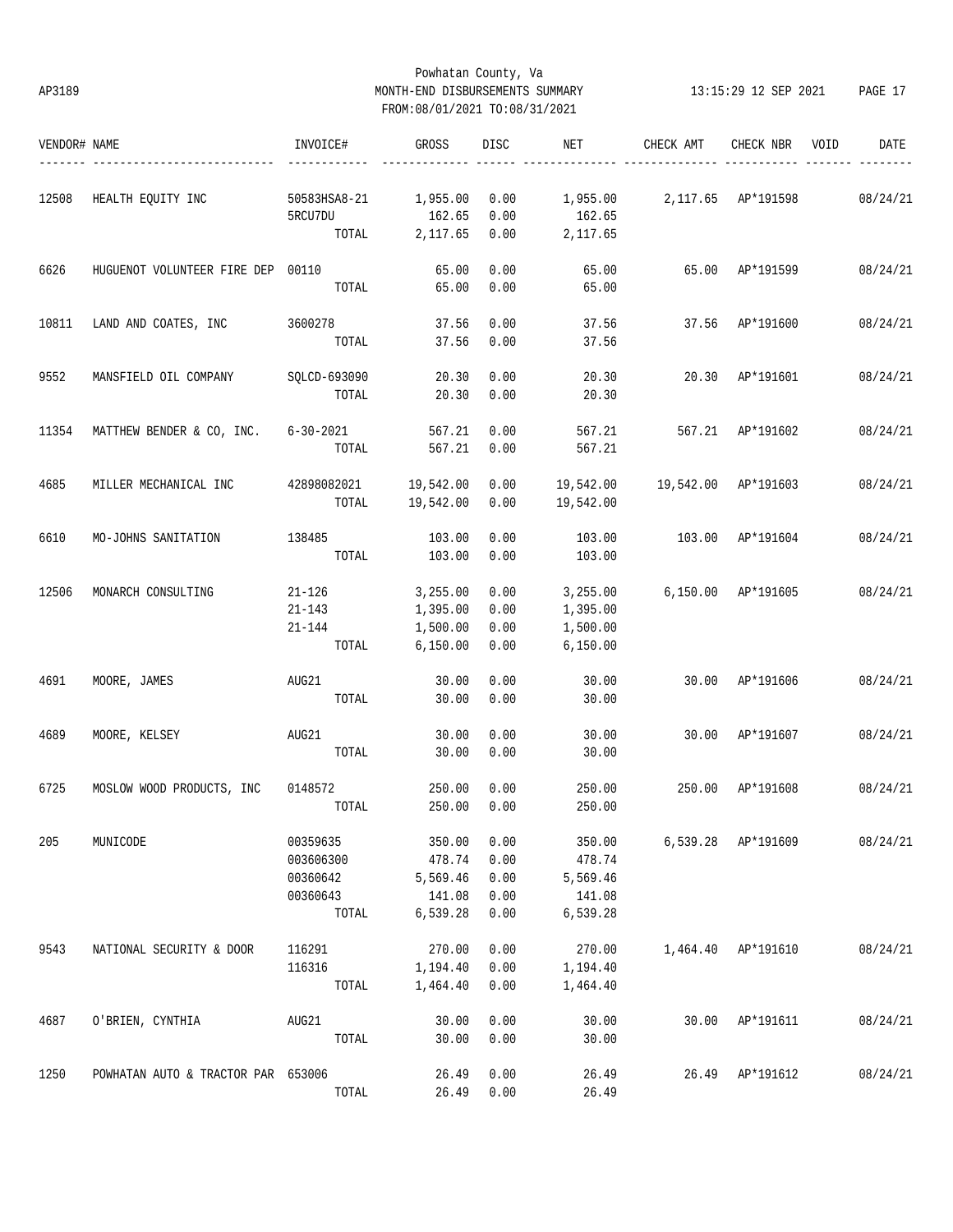Powhatan County, Va
AP3189 MONTH-END DISBURSEMENTS SUMMARY 13:15:29 12 SEP 2021
FROM:08/01/2021 TO:08/31/2021

| VENDOR# | NAME | INVOICE# | GROSS | DISC | NET | CHECK AMT | CHECK NBR | VOID | DATE |
|---|---|---|---|---|---|---|---|---|---|
| 12508 | HEALTH EQUITY INC | 50583HSA8-21 | 1,955.00 | 0.00 | 1,955.00 | 2,117.65 | AP*191598 | | 08/24/21 |
| | | 5RCU7DU | 162.65 | 0.00 | 162.65 | | | | |
| | | TOTAL | 2,117.65 | 0.00 | 2,117.65 | | | | |
| 6626 | HUGUENOT VOLUNTEER FIRE DEP | 00110 | 65.00 | 0.00 | 65.00 | 65.00 | AP*191599 | | 08/24/21 |
| | | TOTAL | 65.00 | 0.00 | 65.00 | | | | |
| 10811 | LAND AND COATES, INC | 3600278 | 37.56 | 0.00 | 37.56 | 37.56 | AP*191600 | | 08/24/21 |
| | | TOTAL | 37.56 | 0.00 | 37.56 | | | | |
| 9552 | MANSFIELD OIL COMPANY | SQLCD-693090 | 20.30 | 0.00 | 20.30 | 20.30 | AP*191601 | | 08/24/21 |
| | | TOTAL | 20.30 | 0.00 | 20.30 | | | | |
| 11354 | MATTHEW BENDER & CO, INC. | 6-30-2021 | 567.21 | 0.00 | 567.21 | 567.21 | AP*191602 | | 08/24/21 |
| | | TOTAL | 567.21 | 0.00 | 567.21 | | | | |
| 4685 | MILLER MECHANICAL INC | 42898082021 | 19,542.00 | 0.00 | 19,542.00 | 19,542.00 | AP*191603 | | 08/24/21 |
| | | TOTAL | 19,542.00 | 0.00 | 19,542.00 | | | | |
| 6610 | MO-JOHNS SANITATION | 138485 | 103.00 | 0.00 | 103.00 | 103.00 | AP*191604 | | 08/24/21 |
| | | TOTAL | 103.00 | 0.00 | 103.00 | | | | |
| 12506 | MONARCH CONSULTING | 21-126 | 3,255.00 | 0.00 | 3,255.00 | 6,150.00 | AP*191605 | | 08/24/21 |
| | | 21-143 | 1,395.00 | 0.00 | 1,395.00 | | | | |
| | | 21-144 | 1,500.00 | 0.00 | 1,500.00 | | | | |
| | | TOTAL | 6,150.00 | 0.00 | 6,150.00 | | | | |
| 4691 | MOORE, JAMES | AUG21 | 30.00 | 0.00 | 30.00 | 30.00 | AP*191606 | | 08/24/21 |
| | | TOTAL | 30.00 | 0.00 | 30.00 | | | | |
| 4689 | MOORE, KELSEY | AUG21 | 30.00 | 0.00 | 30.00 | 30.00 | AP*191607 | | 08/24/21 |
| | | TOTAL | 30.00 | 0.00 | 30.00 | | | | |
| 6725 | MOSLOW WOOD PRODUCTS, INC | 0148572 | 250.00 | 0.00 | 250.00 | 250.00 | AP*191608 | | 08/24/21 |
| | | TOTAL | 250.00 | 0.00 | 250.00 | | | | |
| 205 | MUNICODE | 00359635 | 350.00 | 0.00 | 350.00 | 6,539.28 | AP*191609 | | 08/24/21 |
| | | 003606300 | 478.74 | 0.00 | 478.74 | | | | |
| | | 00360642 | 5,569.46 | 0.00 | 5,569.46 | | | | |
| | | 00360643 | 141.08 | 0.00 | 141.08 | | | | |
| | | TOTAL | 6,539.28 | 0.00 | 6,539.28 | | | | |
| 9543 | NATIONAL SECURITY & DOOR | 116291 | 270.00 | 0.00 | 270.00 | 1,464.40 | AP*191610 | | 08/24/21 |
| | | 116316 | 1,194.40 | 0.00 | 1,194.40 | | | | |
| | | TOTAL | 1,464.40 | 0.00 | 1,464.40 | | | | |
| 4687 | O'BRIEN, CYNTHIA | AUG21 | 30.00 | 0.00 | 30.00 | 30.00 | AP*191611 | | 08/24/21 |
| | | TOTAL | 30.00 | 0.00 | 30.00 | | | | |
| 1250 | POWHATAN AUTO & TRACTOR PAR | 653006 | 26.49 | 0.00 | 26.49 | 26.49 | AP*191612 | | 08/24/21 |
| | | TOTAL | 26.49 | 0.00 | 26.49 | | | | |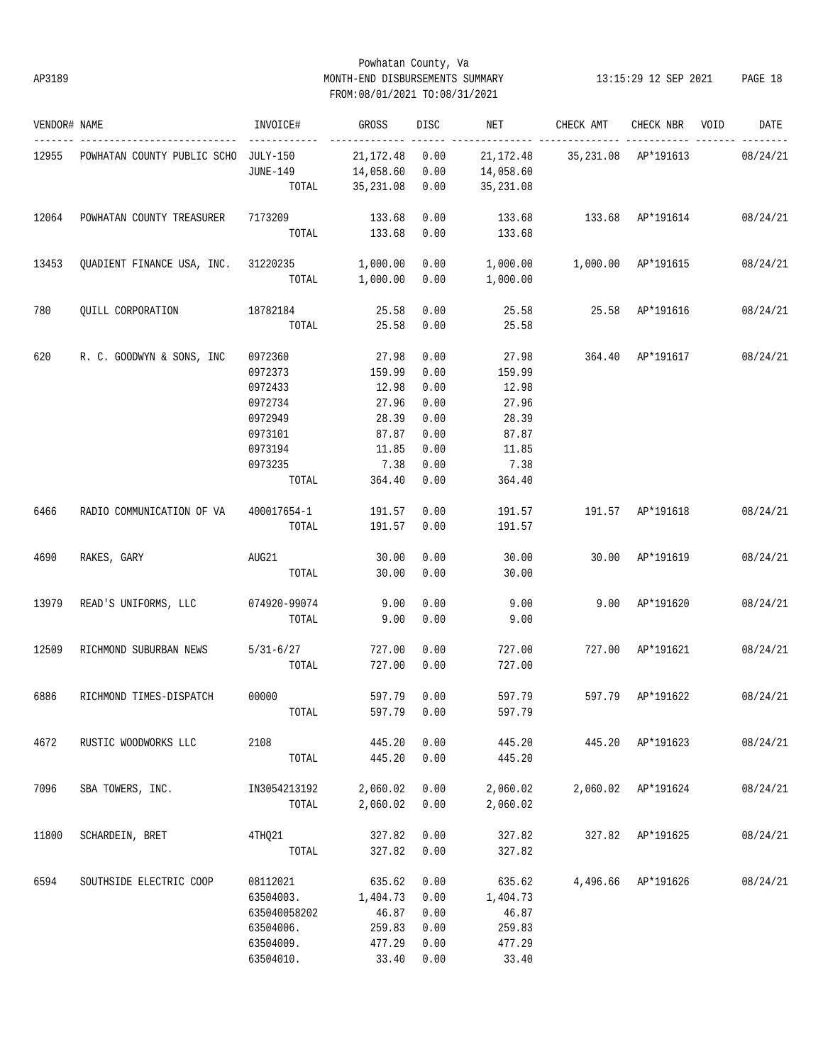Powhatan County, Va

AP3189 MONTH-END DISBURSEMENTS SUMMARY 13:15:29 12 SEP 2021

FROM:08/01/2021 TO:08/31/2021

| VENDOR# | NAME | INVOICE# | GROSS | DISC | NET | CHECK AMT | CHECK NBR | VOID | DATE |
|---|---|---|---|---|---|---|---|---|---|
| 12955 | POWHATAN COUNTY PUBLIC SCHO | JULY-150 | 21,172.48 | 0.00 | 21,172.48 | 35,231.08 | AP*191613 | | 08/24/21 |
| | | JUNE-149 | 14,058.60 | 0.00 | 14,058.60 | | | | |
| | | TOTAL | 35,231.08 | 0.00 | 35,231.08 | | | | |
| 12064 | POWHATAN COUNTY TREASURER | 7173209 | 133.68 | 0.00 | 133.68 | 133.68 | AP*191614 | | 08/24/21 |
| | | TOTAL | 133.68 | 0.00 | 133.68 | | | | |
| 13453 | QUADIENT FINANCE USA, INC. | 31220235 | 1,000.00 | 0.00 | 1,000.00 | 1,000.00 | AP*191615 | | 08/24/21 |
| | | TOTAL | 1,000.00 | 0.00 | 1,000.00 | | | | |
| 780 | QUILL CORPORATION | 18782184 | 25.58 | 0.00 | 25.58 | 25.58 | AP*191616 | | 08/24/21 |
| | | TOTAL | 25.58 | 0.00 | 25.58 | | | | |
| 620 | R. C. GOODWYN & SONS, INC | 0972360 | 27.98 | 0.00 | 27.98 | 364.40 | AP*191617 | | 08/24/21 |
| | | 0972373 | 159.99 | 0.00 | 159.99 | | | | |
| | | 0972433 | 12.98 | 0.00 | 12.98 | | | | |
| | | 0972734 | 27.96 | 0.00 | 27.96 | | | | |
| | | 0972949 | 28.39 | 0.00 | 28.39 | | | | |
| | | 0973101 | 87.87 | 0.00 | 87.87 | | | | |
| | | 0973194 | 11.85 | 0.00 | 11.85 | | | | |
| | | 0973235 | 7.38 | 0.00 | 7.38 | | | | |
| | | TOTAL | 364.40 | 0.00 | 364.40 | | | | |
| 6466 | RADIO COMMUNICATION OF VA | 400017654-1 | 191.57 | 0.00 | 191.57 | 191.57 | AP*191618 | | 08/24/21 |
| | | TOTAL | 191.57 | 0.00 | 191.57 | | | | |
| 4690 | RAKES, GARY | AUG21 | 30.00 | 0.00 | 30.00 | 30.00 | AP*191619 | | 08/24/21 |
| | | TOTAL | 30.00 | 0.00 | 30.00 | | | | |
| 13979 | READ'S UNIFORMS, LLC | 074920-99074 | 9.00 | 0.00 | 9.00 | 9.00 | AP*191620 | | 08/24/21 |
| | | TOTAL | 9.00 | 0.00 | 9.00 | | | | |
| 12509 | RICHMOND SUBURBAN NEWS | 5/31-6/27 | 727.00 | 0.00 | 727.00 | 727.00 | AP*191621 | | 08/24/21 |
| | | TOTAL | 727.00 | 0.00 | 727.00 | | | | |
| 6886 | RICHMOND TIMES-DISPATCH | 00000 | 597.79 | 0.00 | 597.79 | 597.79 | AP*191622 | | 08/24/21 |
| | | TOTAL | 597.79 | 0.00 | 597.79 | | | | |
| 4672 | RUSTIC WOODWORKS LLC | 2108 | 445.20 | 0.00 | 445.20 | 445.20 | AP*191623 | | 08/24/21 |
| | | TOTAL | 445.20 | 0.00 | 445.20 | | | | |
| 7096 | SBA TOWERS, INC. | IN3054213192 | 2,060.02 | 0.00 | 2,060.02 | 2,060.02 | AP*191624 | | 08/24/21 |
| | | TOTAL | 2,060.02 | 0.00 | 2,060.02 | | | | |
| 11800 | SCHARDEIN, BRET | 4THQ21 | 327.82 | 0.00 | 327.82 | 327.82 | AP*191625 | | 08/24/21 |
| | | TOTAL | 327.82 | 0.00 | 327.82 | | | | |
| 6594 | SOUTHSIDE ELECTRIC COOP | 08112021 | 635.62 | 0.00 | 635.62 | 4,496.66 | AP*191626 | | 08/24/21 |
| | | 63504003. | 1,404.73 | 0.00 | 1,404.73 | | | | |
| | | 635040058202 | 46.87 | 0.00 | 46.87 | | | | |
| | | 63504006. | 259.83 | 0.00 | 259.83 | | | | |
| | | 63504009. | 477.29 | 0.00 | 477.29 | | | | |
| | | 63504010. | 33.40 | 0.00 | 33.40 | | | | |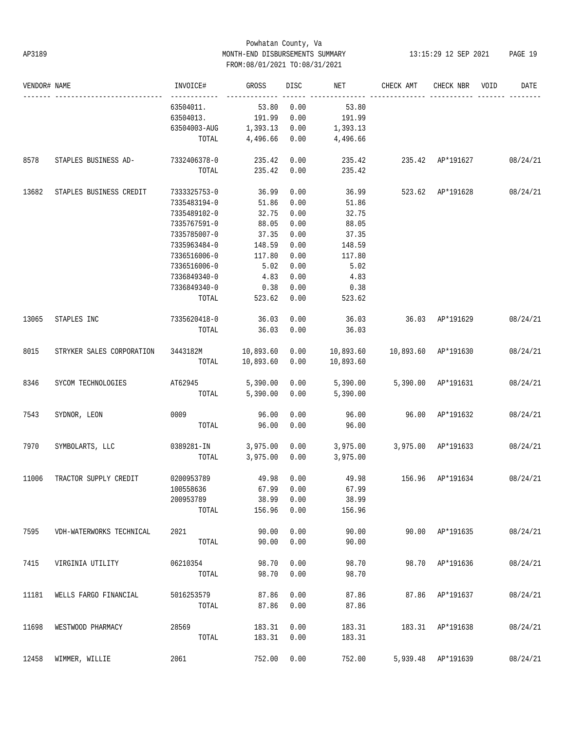Powhatan County, Va
MONTH-END DISBURSEMENTS SUMMARY
FROM:08/01/2021 TO:08/31/2021

AP3189 — 13:15:29 12 SEP 2021

| VENDOR# | NAME | INVOICE# | GROSS | DISC | NET | CHECK AMT | CHECK NBR | VOID | DATE |
|---|---|---|---|---|---|---|---|---|---|
| | | 63504011. | 53.80 | 0.00 | 53.80 | | | | |
| | | 63504013. | 191.99 | 0.00 | 191.99 | | | | |
| | | 63504003-AUG | 1,393.13 | 0.00 | 1,393.13 | | | | |
| | | TOTAL | 4,496.66 | 0.00 | 4,496.66 | | | | |
| 8578 | STAPLES BUSINESS AD- | 7332406378-0 | 235.42 | 0.00 | 235.42 | 235.42 | AP*191627 | | 08/24/21 |
| | | TOTAL | 235.42 | 0.00 | 235.42 | | | | |
| 13682 | STAPLES BUSINESS CREDIT | 7333325753-0 | 36.99 | 0.00 | 36.99 | 523.62 | AP*191628 | | 08/24/21 |
| | | 7335483194-0 | 51.86 | 0.00 | 51.86 | | | | |
| | | 7335489102-0 | 32.75 | 0.00 | 32.75 | | | | |
| | | 7335767591-0 | 88.05 | 0.00 | 88.05 | | | | |
| | | 7335785007-0 | 37.35 | 0.00 | 37.35 | | | | |
| | | 7335963484-0 | 148.59 | 0.00 | 148.59 | | | | |
| | | 7336516006-0 | 117.80 | 0.00 | 117.80 | | | | |
| | | 7336516006-0 | 5.02 | 0.00 | 5.02 | | | | |
| | | 7336849340-0 | 4.83 | 0.00 | 4.83 | | | | |
| | | 7336849340-0 | 0.38 | 0.00 | 0.38 | | | | |
| | | TOTAL | 523.62 | 0.00 | 523.62 | | | | |
| 13065 | STAPLES INC | 7335620418-0 | 36.03 | 0.00 | 36.03 | 36.03 | AP*191629 | | 08/24/21 |
| | | TOTAL | 36.03 | 0.00 | 36.03 | | | | |
| 8015 | STRYKER SALES CORPORATION | 3443182M | 10,893.60 | 0.00 | 10,893.60 | 10,893.60 | AP*191630 | | 08/24/21 |
| | | TOTAL | 10,893.60 | 0.00 | 10,893.60 | | | | |
| 8346 | SYCOM TECHNOLOGIES | AT62945 | 5,390.00 | 0.00 | 5,390.00 | 5,390.00 | AP*191631 | | 08/24/21 |
| | | TOTAL | 5,390.00 | 0.00 | 5,390.00 | | | | |
| 7543 | SYDNOR, LEON | 0009 | 96.00 | 0.00 | 96.00 | 96.00 | AP*191632 | | 08/24/21 |
| | | TOTAL | 96.00 | 0.00 | 96.00 | | | | |
| 7970 | SYMBOLARTS, LLC | 0389281-IN | 3,975.00 | 0.00 | 3,975.00 | 3,975.00 | AP*191633 | | 08/24/21 |
| | | TOTAL | 3,975.00 | 0.00 | 3,975.00 | | | | |
| 11006 | TRACTOR SUPPLY CREDIT | 0200953789 | 49.98 | 0.00 | 49.98 | 156.96 | AP*191634 | | 08/24/21 |
| | | 100558636 | 67.99 | 0.00 | 67.99 | | | | |
| | | 200953789 | 38.99 | 0.00 | 38.99 | | | | |
| | | TOTAL | 156.96 | 0.00 | 156.96 | | | | |
| 7595 | VDH-WATERWORKS TECHNICAL | 2021 | 90.00 | 0.00 | 90.00 | 90.00 | AP*191635 | | 08/24/21 |
| | | TOTAL | 90.00 | 0.00 | 90.00 | | | | |
| 7415 | VIRGINIA UTILITY | 06210354 | 98.70 | 0.00 | 98.70 | 98.70 | AP*191636 | | 08/24/21 |
| | | TOTAL | 98.70 | 0.00 | 98.70 | | | | |
| 11181 | WELLS FARGO FINANCIAL | 5016253579 | 87.86 | 0.00 | 87.86 | 87.86 | AP*191637 | | 08/24/21 |
| | | TOTAL | 87.86 | 0.00 | 87.86 | | | | |
| 11698 | WESTWOOD PHARMACY | 28569 | 183.31 | 0.00 | 183.31 | 183.31 | AP*191638 | | 08/24/21 |
| | | TOTAL | 183.31 | 0.00 | 183.31 | | | | |
| 12458 | WIMMER, WILLIE | 2061 | 752.00 | 0.00 | 752.00 | 5,939.48 | AP*191639 | | 08/24/21 |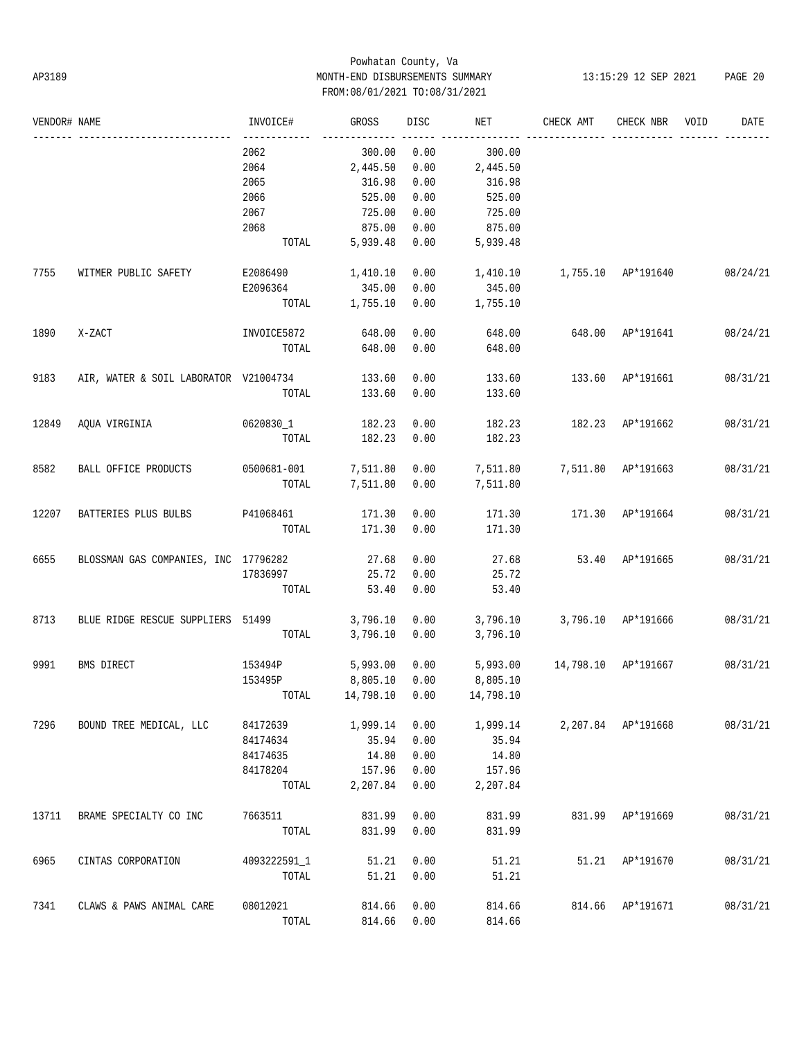Powhatan County, Va
MONTH-END DISBURSEMENTS SUMMARY
FROM:08/01/2021 TO:08/31/2021

AP3189 — 13:15:29 12 SEP 2021

| VENDOR# | NAME | INVOICE# | GROSS | DISC | NET | CHECK AMT | CHECK NBR | VOID | DATE |
|---|---|---|---|---|---|---|---|---|---|
| | | 2062 | 300.00 | 0.00 | 300.00 | | | | |
| | | 2064 | 2,445.50 | 0.00 | 2,445.50 | | | | |
| | | 2065 | 316.98 | 0.00 | 316.98 | | | | |
| | | 2066 | 525.00 | 0.00 | 525.00 | | | | |
| | | 2067 | 725.00 | 0.00 | 725.00 | | | | |
| | | 2068 | 875.00 | 0.00 | 875.00 | | | | |
| | | TOTAL | 5,939.48 | 0.00 | 5,939.48 | | | | |
| 7755 | WITMER PUBLIC SAFETY | E2086490 | 1,410.10 | 0.00 | 1,410.10 | 1,755.10 | AP*191640 | | 08/24/21 |
| | | E2096364 | 345.00 | 0.00 | 345.00 | | | | |
| | | TOTAL | 1,755.10 | 0.00 | 1,755.10 | | | | |
| 1890 | X-ZACT | INVOICE5872 | 648.00 | 0.00 | 648.00 | 648.00 | AP*191641 | | 08/24/21 |
| | | TOTAL | 648.00 | 0.00 | 648.00 | | | | |
| 9183 | AIR, WATER & SOIL LABORATOR | V21004734 | 133.60 | 0.00 | 133.60 | 133.60 | AP*191661 | | 08/31/21 |
| | | TOTAL | 133.60 | 0.00 | 133.60 | | | | |
| 12849 | AQUA VIRGINIA | 0620830_1 | 182.23 | 0.00 | 182.23 | 182.23 | AP*191662 | | 08/31/21 |
| | | TOTAL | 182.23 | 0.00 | 182.23 | | | | |
| 8582 | BALL OFFICE PRODUCTS | 0500681-001 | 7,511.80 | 0.00 | 7,511.80 | 7,511.80 | AP*191663 | | 08/31/21 |
| | | TOTAL | 7,511.80 | 0.00 | 7,511.80 | | | | |
| 12207 | BATTERIES PLUS BULBS | P41068461 | 171.30 | 0.00 | 171.30 | 171.30 | AP*191664 | | 08/31/21 |
| | | TOTAL | 171.30 | 0.00 | 171.30 | | | | |
| 6655 | BLOSSMAN GAS COMPANIES, INC | 17796282 | 27.68 | 0.00 | 27.68 | 53.40 | AP*191665 | | 08/31/21 |
| | | 17836997 | 25.72 | 0.00 | 25.72 | | | | |
| | | TOTAL | 53.40 | 0.00 | 53.40 | | | | |
| 8713 | BLUE RIDGE RESCUE SUPPLIERS | 51499 | 3,796.10 | 0.00 | 3,796.10 | 3,796.10 | AP*191666 | | 08/31/21 |
| | | TOTAL | 3,796.10 | 0.00 | 3,796.10 | | | | |
| 9991 | BMS DIRECT | 153494P | 5,993.00 | 0.00 | 5,993.00 | 14,798.10 | AP*191667 | | 08/31/21 |
| | | 153495P | 8,805.10 | 0.00 | 8,805.10 | | | | |
| | | TOTAL | 14,798.10 | 0.00 | 14,798.10 | | | | |
| 7296 | BOUND TREE MEDICAL, LLC | 84172639 | 1,999.14 | 0.00 | 1,999.14 | 2,207.84 | AP*191668 | | 08/31/21 |
| | | 84174634 | 35.94 | 0.00 | 35.94 | | | | |
| | | 84174635 | 14.80 | 0.00 | 14.80 | | | | |
| | | 84178204 | 157.96 | 0.00 | 157.96 | | | | |
| | | TOTAL | 2,207.84 | 0.00 | 2,207.84 | | | | |
| 13711 | BRAME SPECIALTY CO INC | 7663511 | 831.99 | 0.00 | 831.99 | 831.99 | AP*191669 | | 08/31/21 |
| | | TOTAL | 831.99 | 0.00 | 831.99 | | | | |
| 6965 | CINTAS CORPORATION | 4093222591_1 | 51.21 | 0.00 | 51.21 | 51.21 | AP*191670 | | 08/31/21 |
| | | TOTAL | 51.21 | 0.00 | 51.21 | | | | |
| 7341 | CLAWS & PAWS ANIMAL CARE | 08012021 | 814.66 | 0.00 | 814.66 | 814.66 | AP*191671 | | 08/31/21 |
| | | TOTAL | 814.66 | 0.00 | 814.66 | | | | |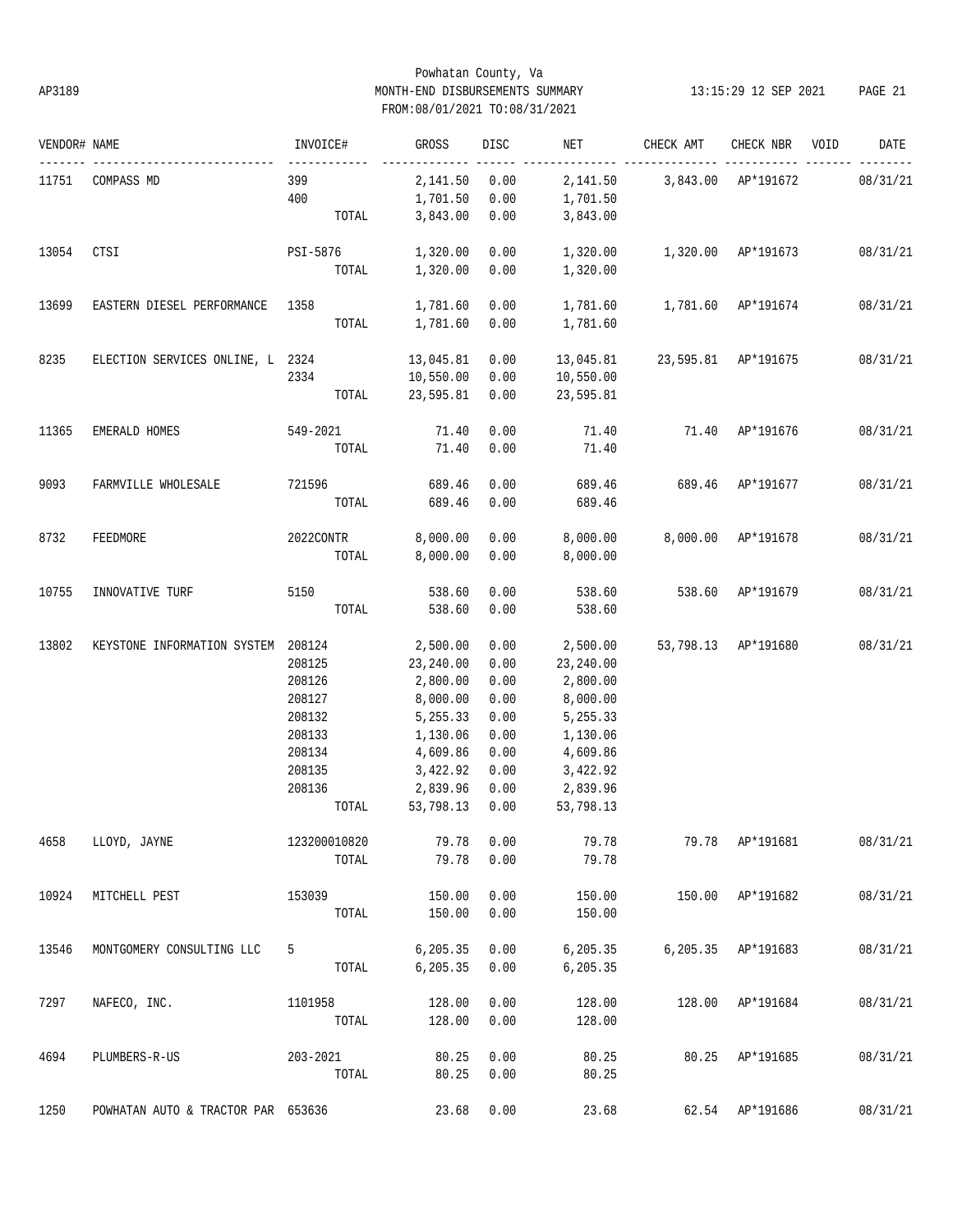AP3189

# Powhatan County, Va
## MONTH-END DISBURSEMENTS SUMMARY
FROM:08/01/2021 TO:08/31/2021

13:15:29 12 SEP 2021

| VENDOR# | NAME | INVOICE# | GROSS | DISC | NET | CHECK AMT | CHECK NBR | VOID | DATE |
|---|---|---|---|---|---|---|---|---|---|
| 11751 | COMPASS MD | 399 | 2,141.50 | 0.00 | 2,141.50 | 3,843.00 | AP*191672 | | 08/31/21 |
| | | 400 | 1,701.50 | 0.00 | 1,701.50 | | | | |
| | | TOTAL | 3,843.00 | 0.00 | 3,843.00 | | | | |
| 13054 | CTSI | PSI-5876 | 1,320.00 | 0.00 | 1,320.00 | 1,320.00 | AP*191673 | | 08/31/21 |
| | | TOTAL | 1,320.00 | 0.00 | 1,320.00 | | | | |
| 13699 | EASTERN DIESEL PERFORMANCE | 1358 | 1,781.60 | 0.00 | 1,781.60 | 1,781.60 | AP*191674 | | 08/31/21 |
| | | TOTAL | 1,781.60 | 0.00 | 1,781.60 | | | | |
| 8235 | ELECTION SERVICES ONLINE, L | 2324 | 13,045.81 | 0.00 | 13,045.81 | 23,595.81 | AP*191675 | | 08/31/21 |
| | | 2334 | 10,550.00 | 0.00 | 10,550.00 | | | | |
| | | TOTAL | 23,595.81 | 0.00 | 23,595.81 | | | | |
| 11365 | EMERALD HOMES | 549-2021 | 71.40 | 0.00 | 71.40 | 71.40 | AP*191676 | | 08/31/21 |
| | | TOTAL | 71.40 | 0.00 | 71.40 | | | | |
| 9093 | FARMVILLE WHOLESALE | 721596 | 689.46 | 0.00 | 689.46 | 689.46 | AP*191677 | | 08/31/21 |
| | | TOTAL | 689.46 | 0.00 | 689.46 | | | | |
| 8732 | FEEDMORE | 2022CONTR | 8,000.00 | 0.00 | 8,000.00 | 8,000.00 | AP*191678 | | 08/31/21 |
| | | TOTAL | 8,000.00 | 0.00 | 8,000.00 | | | | |
| 10755 | INNOVATIVE TURF | 5150 | 538.60 | 0.00 | 538.60 | 538.60 | AP*191679 | | 08/31/21 |
| | | TOTAL | 538.60 | 0.00 | 538.60 | | | | |
| 13802 | KEYSTONE INFORMATION SYSTEM | 208124 | 2,500.00 | 0.00 | 2,500.00 | 53,798.13 | AP*191680 | | 08/31/21 |
| | | 208125 | 23,240.00 | 0.00 | 23,240.00 | | | | |
| | | 208126 | 2,800.00 | 0.00 | 2,800.00 | | | | |
| | | 208127 | 8,000.00 | 0.00 | 8,000.00 | | | | |
| | | 208132 | 5,255.33 | 0.00 | 5,255.33 | | | | |
| | | 208133 | 1,130.06 | 0.00 | 1,130.06 | | | | |
| | | 208134 | 4,609.86 | 0.00 | 4,609.86 | | | | |
| | | 208135 | 3,422.92 | 0.00 | 3,422.92 | | | | |
| | | 208136 | 2,839.96 | 0.00 | 2,839.96 | | | | |
| | | TOTAL | 53,798.13 | 0.00 | 53,798.13 | | | | |
| 4658 | LLOYD, JAYNE | 123200010820 | 79.78 | 0.00 | 79.78 | 79.78 | AP*191681 | | 08/31/21 |
| | | TOTAL | 79.78 | 0.00 | 79.78 | | | | |
| 10924 | MITCHELL PEST | 153039 | 150.00 | 0.00 | 150.00 | 150.00 | AP*191682 | | 08/31/21 |
| | | TOTAL | 150.00 | 0.00 | 150.00 | | | | |
| 13546 | MONTGOMERY CONSULTING LLC | 5 | 6,205.35 | 0.00 | 6,205.35 | 6,205.35 | AP*191683 | | 08/31/21 |
| | | TOTAL | 6,205.35 | 0.00 | 6,205.35 | | | | |
| 7297 | NAFECO, INC. | 1101958 | 128.00 | 0.00 | 128.00 | 128.00 | AP*191684 | | 08/31/21 |
| | | TOTAL | 128.00 | 0.00 | 128.00 | | | | |
| 4694 | PLUMBERS-R-US | 203-2021 | 80.25 | 0.00 | 80.25 | 80.25 | AP*191685 | | 08/31/21 |
| | | TOTAL | 80.25 | 0.00 | 80.25 | | | | |
| 1250 | POWHATAN AUTO & TRACTOR PAR | 653636 | 23.68 | 0.00 | 23.68 | 62.54 | AP*191686 | | 08/31/21 |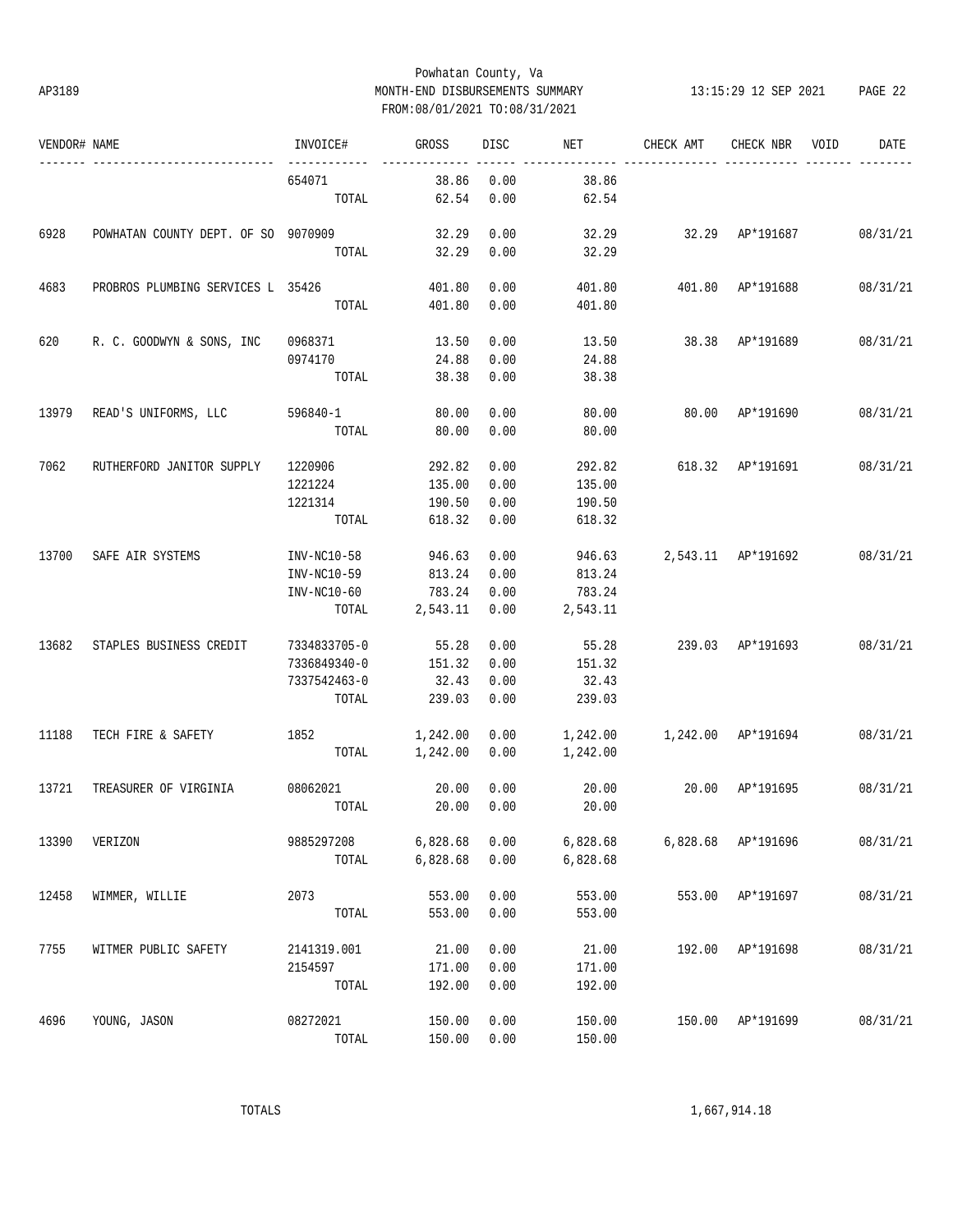Powhatan County, Va
AP3189 MONTH-END DISBURSEMENTS SUMMARY 13:15:29 12 SEP 2021
FROM:08/01/2021 TO:08/31/2021

| VENDOR# | NAME | INVOICE# | GROSS | DISC | NET | CHECK AMT | CHECK NBR | VOID | DATE |
|---|---|---|---|---|---|---|---|---|---|
| | | 654071 | 38.86 | 0.00 | 38.86 | | | | |
| | | TOTAL | 62.54 | 0.00 | 62.54 | | | | |
| 6928 | POWHATAN COUNTY DEPT. OF SO | 9070909 | 32.29 | 0.00 | 32.29 | 32.29 | AP*191687 | | 08/31/21 |
| | | TOTAL | 32.29 | 0.00 | 32.29 | | | | |
| 4683 | PROBROS PLUMBING SERVICES L | 35426 | 401.80 | 0.00 | 401.80 | 401.80 | AP*191688 | | 08/31/21 |
| | | TOTAL | 401.80 | 0.00 | 401.80 | | | | |
| 620 | R. C. GOODWYN & SONS, INC | 0968371 | 13.50 | 0.00 | 13.50 | 38.38 | AP*191689 | | 08/31/21 |
| | | 0974170 | 24.88 | 0.00 | 24.88 | | | | |
| | | TOTAL | 38.38 | 0.00 | 38.38 | | | | |
| 13979 | READ'S UNIFORMS, LLC | 596840-1 | 80.00 | 0.00 | 80.00 | 80.00 | AP*191690 | | 08/31/21 |
| | | TOTAL | 80.00 | 0.00 | 80.00 | | | | |
| 7062 | RUTHERFORD JANITOR SUPPLY | 1220906 | 292.82 | 0.00 | 292.82 | 618.32 | AP*191691 | | 08/31/21 |
| | | 1221224 | 135.00 | 0.00 | 135.00 | | | | |
| | | 1221314 | 190.50 | 0.00 | 190.50 | | | | |
| | | TOTAL | 618.32 | 0.00 | 618.32 | | | | |
| 13700 | SAFE AIR SYSTEMS | INV-NC10-58 | 946.63 | 0.00 | 946.63 | 2,543.11 | AP*191692 | | 08/31/21 |
| | | INV-NC10-59 | 813.24 | 0.00 | 813.24 | | | | |
| | | INV-NC10-60 | 783.24 | 0.00 | 783.24 | | | | |
| | | TOTAL | 2,543.11 | 0.00 | 2,543.11 | | | | |
| 13682 | STAPLES BUSINESS CREDIT | 7334833705-0 | 55.28 | 0.00 | 55.28 | 239.03 | AP*191693 | | 08/31/21 |
| | | 7336849340-0 | 151.32 | 0.00 | 151.32 | | | | |
| | | 7337542463-0 | 32.43 | 0.00 | 32.43 | | | | |
| | | TOTAL | 239.03 | 0.00 | 239.03 | | | | |
| 11188 | TECH FIRE & SAFETY | 1852 | 1,242.00 | 0.00 | 1,242.00 | 1,242.00 | AP*191694 | | 08/31/21 |
| | | TOTAL | 1,242.00 | 0.00 | 1,242.00 | | | | |
| 13721 | TREASURER OF VIRGINIA | 08062021 | 20.00 | 0.00 | 20.00 | 20.00 | AP*191695 | | 08/31/21 |
| | | TOTAL | 20.00 | 0.00 | 20.00 | | | | |
| 13390 | VERIZON | 9885297208 | 6,828.68 | 0.00 | 6,828.68 | 6,828.68 | AP*191696 | | 08/31/21 |
| | | TOTAL | 6,828.68 | 0.00 | 6,828.68 | | | | |
| 12458 | WIMMER, WILLIE | 2073 | 553.00 | 0.00 | 553.00 | 553.00 | AP*191697 | | 08/31/21 |
| | | TOTAL | 553.00 | 0.00 | 553.00 | | | | |
| 7755 | WITMER PUBLIC SAFETY | 2141319.001 | 21.00 | 0.00 | 21.00 | 192.00 | AP*191698 | | 08/31/21 |
| | | 2154597 | 171.00 | 0.00 | 171.00 | | | | |
| | | TOTAL | 192.00 | 0.00 | 192.00 | | | | |
| 4696 | YOUNG, JASON | 08272021 | 150.00 | 0.00 | 150.00 | 150.00 | AP*191699 | | 08/31/21 |
| | | TOTAL | 150.00 | 0.00 | 150.00 | | | | |

TOTALS 1,667,914.18